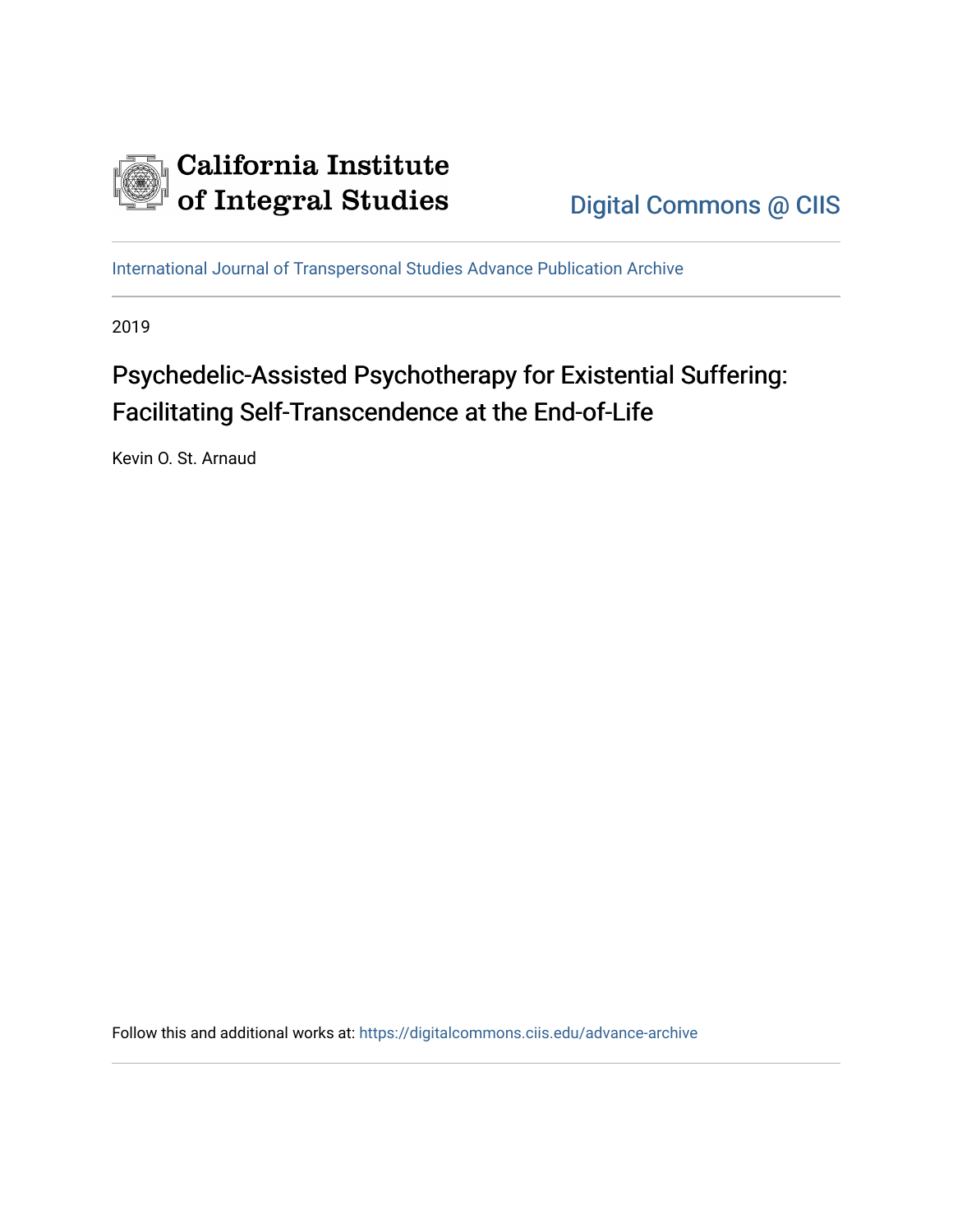California Institute of Integral Studies

Digital Commons @ CIIS

International Journal of Transpersonal Studies Advance Publication Archive

2019

# Psychedelic-Assisted Psychotherapy for Existential Suffering: Facilitating Self-Transcendence at the End-of-Life

Kevin O. St. Arnaud

Follow this and additional works at: https://digitalcommons.ciis.edu/advance-archive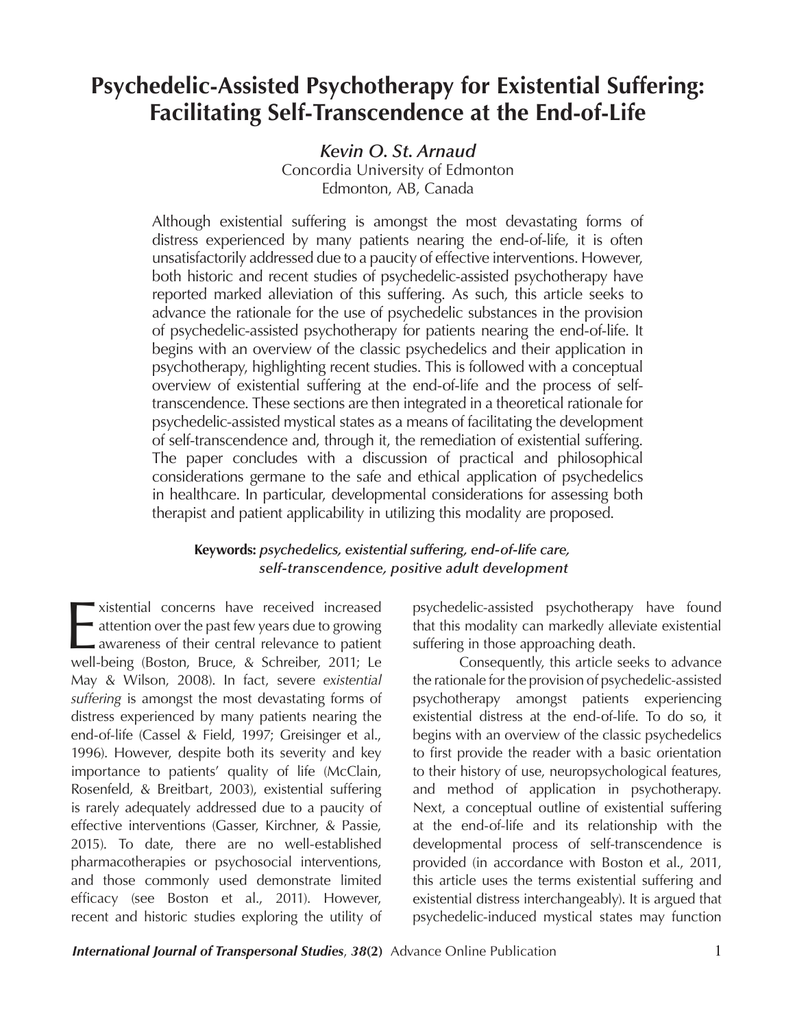# Psychedelic-Assisted Psychotherapy for Existential Suffering: Facilitating Self-Transcendence at the End-of-Life

***Kevin O. St. Arnaud***
Concordia University of Edmonton
Edmonton, AB, Canada

Although existential suffering is amongst the most devastating forms of distress experienced by many patients nearing the end-of-life, it is often unsatisfactorily addressed due to a paucity of effective interventions. However, both historic and recent studies of psychedelic-assisted psychotherapy have reported marked alleviation of this suffering. As such, this article seeks to advance the rationale for the use of psychedelic substances in the provision of psychedelic-assisted psychotherapy for patients nearing the end-of-life. It begins with an overview of the classic psychedelics and their application in psychotherapy, highlighting recent studies. This is followed with a conceptual overview of existential suffering at the end-of-life and the process of self-transcendence. These sections are then integrated in a theoretical rationale for psychedelic-assisted mystical states as a means of facilitating the development of self-transcendence and, through it, the remediation of existential suffering. The paper concludes with a discussion of practical and philosophical considerations germane to the safe and ethical application of psychedelics in healthcare. In particular, developmental considerations for assessing both therapist and patient applicability in utilizing this modality are proposed.

**Keywords:** *psychedelics, existential suffering, end-of-life care, self-transcendence, positive adult development*

Existential concerns have received increased attention over the past few years due to growing awareness of their central relevance to patient well-being (Boston, Bruce, & Schreiber, 2011; Le May & Wilson, 2008). In fact, severe *existential suffering* is amongst the most devastating forms of distress experienced by many patients nearing the end-of-life (Cassel & Field, 1997; Greisinger et al., 1996). However, despite both its severity and key importance to patients' quality of life (McClain, Rosenfeld, & Breitbart, 2003), existential suffering is rarely adequately addressed due to a paucity of effective interventions (Gasser, Kirchner, & Passie, 2015). To date, there are no well-established pharmacotherapies or psychosocial interventions, and those commonly used demonstrate limited efficacy (see Boston et al., 2011). However, recent and historic studies exploring the utility of psychedelic-assisted psychotherapy have found that this modality can markedly alleviate existential suffering in those approaching death.

Consequently, this article seeks to advance the rationale for the provision of psychedelic-assisted psychotherapy amongst patients experiencing existential distress at the end-of-life. To do so, it begins with an overview of the classic psychedelics to first provide the reader with a basic orientation to their history of use, neuropsychological features, and method of application in psychotherapy. Next, a conceptual outline of existential suffering at the end-of-life and its relationship with the developmental process of self-transcendence is provided (in accordance with Boston et al., 2011, this article uses the terms existential suffering and existential distress interchangeably). It is argued that psychedelic-induced mystical states may function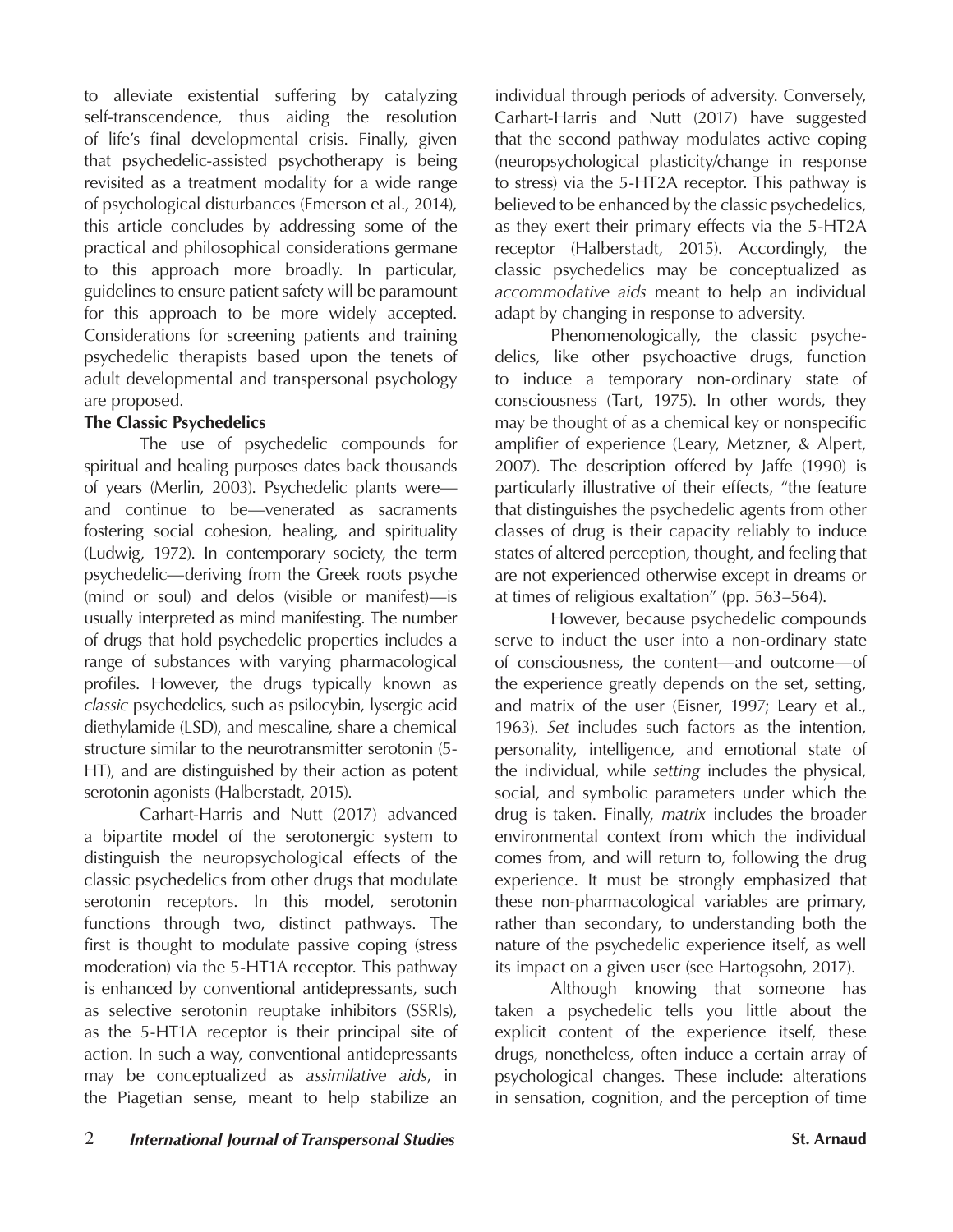to alleviate existential suffering by catalyzing self-transcendence, thus aiding the resolution of life's final developmental crisis. Finally, given that psychedelic-assisted psychotherapy is being revisited as a treatment modality for a wide range of psychological disturbances (Emerson et al., 2014), this article concludes by addressing some of the practical and philosophical considerations germane to this approach more broadly. In particular, guidelines to ensure patient safety will be paramount for this approach to be more widely accepted. Considerations for screening patients and training psychedelic therapists based upon the tenets of adult developmental and transpersonal psychology are proposed.

### The Classic Psychedelics

The use of psychedelic compounds for spiritual and healing purposes dates back thousands of years (Merlin, 2003). Psychedelic plants were—and continue to be—venerated as sacraments fostering social cohesion, healing, and spirituality (Ludwig, 1972). In contemporary society, the term psychedelic—deriving from the Greek roots psyche (mind or soul) and delos (visible or manifest)—is usually interpreted as mind manifesting. The number of drugs that hold psychedelic properties includes a range of substances with varying pharmacological profiles. However, the drugs typically known as *classic* psychedelics, such as psilocybin, lysergic acid diethylamide (LSD), and mescaline, share a chemical structure similar to the neurotransmitter serotonin (5-HT), and are distinguished by their action as potent serotonin agonists (Halberstadt, 2015).

Carhart-Harris and Nutt (2017) advanced a bipartite model of the serotonergic system to distinguish the neuropsychological effects of the classic psychedelics from other drugs that modulate serotonin receptors. In this model, serotonin functions through two, distinct pathways. The first is thought to modulate passive coping (stress moderation) via the 5-HT1A receptor. This pathway is enhanced by conventional antidepressants, such as selective serotonin reuptake inhibitors (SSRIs), as the 5-HT1A receptor is their principal site of action. In such a way, conventional antidepressants may be conceptualized as *assimilative aids*, in the Piagetian sense, meant to help stabilize an individual through periods of adversity. Conversely, Carhart-Harris and Nutt (2017) have suggested that the second pathway modulates active coping (neuropsychological plasticity/change in response to stress) via the 5-HT2A receptor. This pathway is believed to be enhanced by the classic psychedelics, as they exert their primary effects via the 5-HT2A receptor (Halberstadt, 2015). Accordingly, the classic psychedelics may be conceptualized as *accommodative aids* meant to help an individual adapt by changing in response to adversity.

Phenomenologically, the classic psychedelics, like other psychoactive drugs, function to induce a temporary non-ordinary state of consciousness (Tart, 1975). In other words, they may be thought of as a chemical key or nonspecific amplifier of experience (Leary, Metzner, & Alpert, 2007). The description offered by Jaffe (1990) is particularly illustrative of their effects, "the feature that distinguishes the psychedelic agents from other classes of drug is their capacity reliably to induce states of altered perception, thought, and feeling that are not experienced otherwise except in dreams or at times of religious exaltation" (pp. 563–564).

However, because psychedelic compounds serve to induct the user into a non-ordinary state of consciousness, the content—and outcome—of the experience greatly depends on the set, setting, and matrix of the user (Eisner, 1997; Leary et al., 1963). *Set* includes such factors as the intention, personality, intelligence, and emotional state of the individual, while *setting* includes the physical, social, and symbolic parameters under which the drug is taken. Finally, *matrix* includes the broader environmental context from which the individual comes from, and will return to, following the drug experience. It must be strongly emphasized that these non-pharmacological variables are primary, rather than secondary, to understanding both the nature of the psychedelic experience itself, as well its impact on a given user (see Hartogsohn, 2017).

Although knowing that someone has taken a psychedelic tells you little about the explicit content of the experience itself, these drugs, nonetheless, often induce a certain array of psychological changes. These include: alterations in sensation, cognition, and the perception of time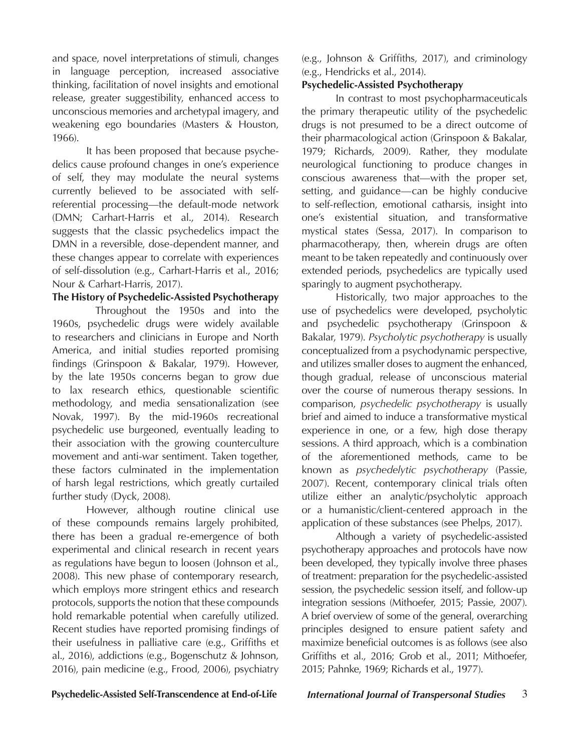and space, novel interpretations of stimuli, changes in language perception, increased associative thinking, facilitation of novel insights and emotional release, greater suggestibility, enhanced access to unconscious memories and archetypal imagery, and weakening ego boundaries (Masters & Houston, 1966).

It has been proposed that because psychedelics cause profound changes in one's experience of self, they may modulate the neural systems currently believed to be associated with self-referential processing—the default-mode network (DMN; Carhart-Harris et al., 2014). Research suggests that the classic psychedelics impact the DMN in a reversible, dose-dependent manner, and these changes appear to correlate with experiences of self-dissolution (e.g., Carhart-Harris et al., 2016; Nour & Carhart-Harris, 2017).

**The History of Psychedelic-Assisted Psychotherapy**

Throughout the 1950s and into the 1960s, psychedelic drugs were widely available to researchers and clinicians in Europe and North America, and initial studies reported promising findings (Grinspoon & Bakalar, 1979). However, by the late 1950s concerns began to grow due to lax research ethics, questionable scientific methodology, and media sensationalization (see Novak, 1997). By the mid-1960s recreational psychedelic use burgeoned, eventually leading to their association with the growing counterculture movement and anti-war sentiment. Taken together, these factors culminated in the implementation of harsh legal restrictions, which greatly curtailed further study (Dyck, 2008).

However, although routine clinical use of these compounds remains largely prohibited, there has been a gradual re-emergence of both experimental and clinical research in recent years as regulations have begun to loosen (Johnson et al., 2008). This new phase of contemporary research, which employs more stringent ethics and research protocols, supports the notion that these compounds hold remarkable potential when carefully utilized. Recent studies have reported promising findings of their usefulness in palliative care (e.g., Griffiths et al., 2016), addictions (e.g., Bogenschutz & Johnson, 2016), pain medicine (e.g., Frood, 2006), psychiatry (e.g., Johnson & Griffiths, 2017), and criminology (e.g., Hendricks et al., 2014).

**Psychedelic-Assisted Psychotherapy**

In contrast to most psychopharmaceuticals the primary therapeutic utility of the psychedelic drugs is not presumed to be a direct outcome of their pharmacological action (Grinspoon & Bakalar, 1979; Richards, 2009). Rather, they modulate neurological functioning to produce changes in conscious awareness that—with the proper set, setting, and guidance—can be highly conducive to self-reflection, emotional catharsis, insight into one's existential situation, and transformative mystical states (Sessa, 2017). In comparison to pharmacotherapy, then, wherein drugs are often meant to be taken repeatedly and continuously over extended periods, psychedelics are typically used sparingly to augment psychotherapy.

Historically, two major approaches to the use of psychedelics were developed, psycholytic and psychedelic psychotherapy (Grinspoon & Bakalar, 1979). *Psycholytic psychotherapy* is usually conceptualized from a psychodynamic perspective, and utilizes smaller doses to augment the enhanced, though gradual, release of unconscious material over the course of numerous therapy sessions. In comparison, *psychedelic psychotherapy* is usually brief and aimed to induce a transformative mystical experience in one, or a few, high dose therapy sessions. A third approach, which is a combination of the aforementioned methods, came to be known as *psychedelytic psychotherapy* (Passie, 2007). Recent, contemporary clinical trials often utilize either an analytic/psycholytic approach or a humanistic/client-centered approach in the application of these substances (see Phelps, 2017).

Although a variety of psychedelic-assisted psychotherapy approaches and protocols have now been developed, they typically involve three phases of treatment: preparation for the psychedelic-assisted session, the psychedelic session itself, and follow-up integration sessions (Mithoefer, 2015; Passie, 2007). A brief overview of some of the general, overarching principles designed to ensure patient safety and maximize beneficial outcomes is as follows (see also Griffiths et al., 2016; Grob et al., 2011; Mithoefer, 2015; Pahnke, 1969; Richards et al., 1977).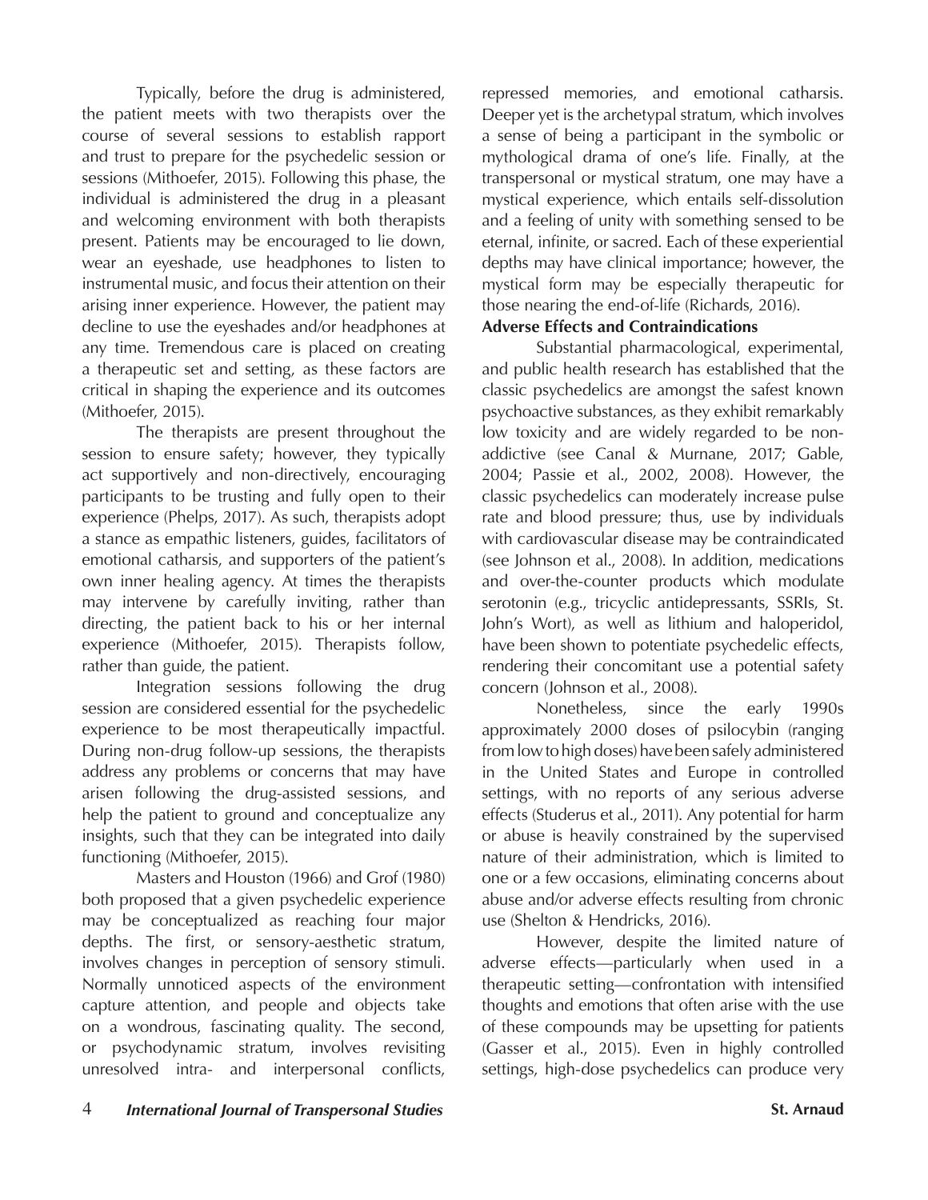Typically, before the drug is administered, the patient meets with two therapists over the course of several sessions to establish rapport and trust to prepare for the psychedelic session or sessions (Mithoefer, 2015). Following this phase, the individual is administered the drug in a pleasant and welcoming environment with both therapists present. Patients may be encouraged to lie down, wear an eyeshade, use headphones to listen to instrumental music, and focus their attention on their arising inner experience. However, the patient may decline to use the eyeshades and/or headphones at any time. Tremendous care is placed on creating a therapeutic set and setting, as these factors are critical in shaping the experience and its outcomes (Mithoefer, 2015).

The therapists are present throughout the session to ensure safety; however, they typically act supportively and non-directively, encouraging participants to be trusting and fully open to their experience (Phelps, 2017). As such, therapists adopt a stance as empathic listeners, guides, facilitators of emotional catharsis, and supporters of the patient's own inner healing agency. At times the therapists may intervene by carefully inviting, rather than directing, the patient back to his or her internal experience (Mithoefer, 2015). Therapists follow, rather than guide, the patient.

Integration sessions following the drug session are considered essential for the psychedelic experience to be most therapeutically impactful. During non-drug follow-up sessions, the therapists address any problems or concerns that may have arisen following the drug-assisted sessions, and help the patient to ground and conceptualize any insights, such that they can be integrated into daily functioning (Mithoefer, 2015).

Masters and Houston (1966) and Grof (1980) both proposed that a given psychedelic experience may be conceptualized as reaching four major depths. The first, or sensory-aesthetic stratum, involves changes in perception of sensory stimuli. Normally unnoticed aspects of the environment capture attention, and people and objects take on a wondrous, fascinating quality. The second, or psychodynamic stratum, involves revisiting unresolved intra- and interpersonal conflicts, repressed memories, and emotional catharsis. Deeper yet is the archetypal stratum, which involves a sense of being a participant in the symbolic or mythological drama of one's life. Finally, at the transpersonal or mystical stratum, one may have a mystical experience, which entails self-dissolution and a feeling of unity with something sensed to be eternal, infinite, or sacred. Each of these experiential depths may have clinical importance; however, the mystical form may be especially therapeutic for those nearing the end-of-life (Richards, 2016).

**Adverse Effects and Contraindications**

Substantial pharmacological, experimental, and public health research has established that the classic psychedelics are amongst the safest known psychoactive substances, as they exhibit remarkably low toxicity and are widely regarded to be non-addictive (see Canal & Murnane, 2017; Gable, 2004; Passie et al., 2002, 2008). However, the classic psychedelics can moderately increase pulse rate and blood pressure; thus, use by individuals with cardiovascular disease may be contraindicated (see Johnson et al., 2008). In addition, medications and over-the-counter products which modulate serotonin (e.g., tricyclic antidepressants, SSRIs, St. John's Wort), as well as lithium and haloperidol, have been shown to potentiate psychedelic effects, rendering their concomitant use a potential safety concern (Johnson et al., 2008).

Nonetheless, since the early 1990s approximately 2000 doses of psilocybin (ranging from low to high doses) have been safely administered in the United States and Europe in controlled settings, with no reports of any serious adverse effects (Studerus et al., 2011). Any potential for harm or abuse is heavily constrained by the supervised nature of their administration, which is limited to one or a few occasions, eliminating concerns about abuse and/or adverse effects resulting from chronic use (Shelton & Hendricks, 2016).

However, despite the limited nature of adverse effects—particularly when used in a therapeutic setting—confrontation with intensified thoughts and emotions that often arise with the use of these compounds may be upsetting for patients (Gasser et al., 2015). Even in highly controlled settings, high-dose psychedelics can produce very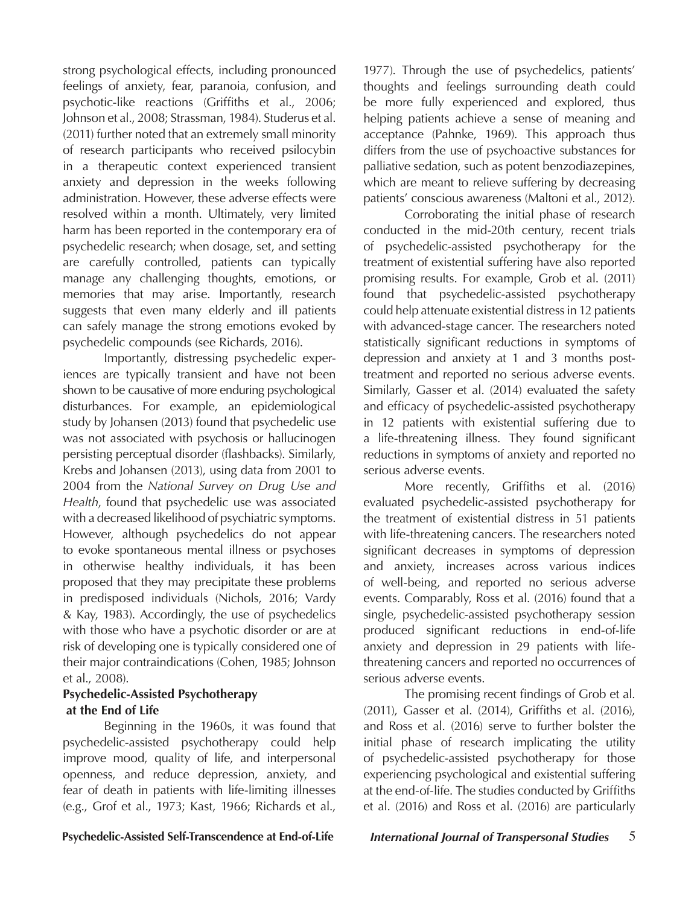strong psychological effects, including pronounced feelings of anxiety, fear, paranoia, confusion, and psychotic-like reactions (Griffiths et al., 2006; Johnson et al., 2008; Strassman, 1984). Studerus et al. (2011) further noted that an extremely small minority of research participants who received psilocybin in a therapeutic context experienced transient anxiety and depression in the weeks following administration. However, these adverse effects were resolved within a month. Ultimately, very limited harm has been reported in the contemporary era of psychedelic research; when dosage, set, and setting are carefully controlled, patients can typically manage any challenging thoughts, emotions, or memories that may arise. Importantly, research suggests that even many elderly and ill patients can safely manage the strong emotions evoked by psychedelic compounds (see Richards, 2016).

Importantly, distressing psychedelic experiences are typically transient and have not been shown to be causative of more enduring psychological disturbances. For example, an epidemiological study by Johansen (2013) found that psychedelic use was not associated with psychosis or hallucinogen persisting perceptual disorder (flashbacks). Similarly, Krebs and Johansen (2013), using data from 2001 to 2004 from the *National Survey on Drug Use and Health*, found that psychedelic use was associated with a decreased likelihood of psychiatric symptoms. However, although psychedelics do not appear to evoke spontaneous mental illness or psychoses in otherwise healthy individuals, it has been proposed that they may precipitate these problems in predisposed individuals (Nichols, 2016; Vardy & Kay, 1983). Accordingly, the use of psychedelics with those who have a psychotic disorder or are at risk of developing one is typically considered one of their major contraindications (Cohen, 1985; Johnson et al., 2008).

**Psychedelic-Assisted Psychotherapy at the End of Life**

Beginning in the 1960s, it was found that psychedelic-assisted psychotherapy could help improve mood, quality of life, and interpersonal openness, and reduce depression, anxiety, and fear of death in patients with life-limiting illnesses (e.g., Grof et al., 1973; Kast, 1966; Richards et al., 1977). Through the use of psychedelics, patients' thoughts and feelings surrounding death could be more fully experienced and explored, thus helping patients achieve a sense of meaning and acceptance (Pahnke, 1969). This approach thus differs from the use of psychoactive substances for palliative sedation, such as potent benzodiazepines, which are meant to relieve suffering by decreasing patients' conscious awareness (Maltoni et al., 2012).

Corroborating the initial phase of research conducted in the mid-20th century, recent trials of psychedelic-assisted psychotherapy for the treatment of existential suffering have also reported promising results. For example, Grob et al. (2011) found that psychedelic-assisted psychotherapy could help attenuate existential distress in 12 patients with advanced-stage cancer. The researchers noted statistically significant reductions in symptoms of depression and anxiety at 1 and 3 months post-treatment and reported no serious adverse events. Similarly, Gasser et al. (2014) evaluated the safety and efficacy of psychedelic-assisted psychotherapy in 12 patients with existential suffering due to a life-threatening illness. They found significant reductions in symptoms of anxiety and reported no serious adverse events.

More recently, Griffiths et al. (2016) evaluated psychedelic-assisted psychotherapy for the treatment of existential distress in 51 patients with life-threatening cancers. The researchers noted significant decreases in symptoms of depression and anxiety, increases across various indices of well-being, and reported no serious adverse events. Comparably, Ross et al. (2016) found that a single, psychedelic-assisted psychotherapy session produced significant reductions in end-of-life anxiety and depression in 29 patients with life-threatening cancers and reported no occurrences of serious adverse events.

The promising recent findings of Grob et al. (2011), Gasser et al. (2014), Griffiths et al. (2016), and Ross et al. (2016) serve to further bolster the initial phase of research implicating the utility of psychedelic-assisted psychotherapy for those experiencing psychological and existential suffering at the end-of-life. The studies conducted by Griffiths et al. (2016) and Ross et al. (2016) are particularly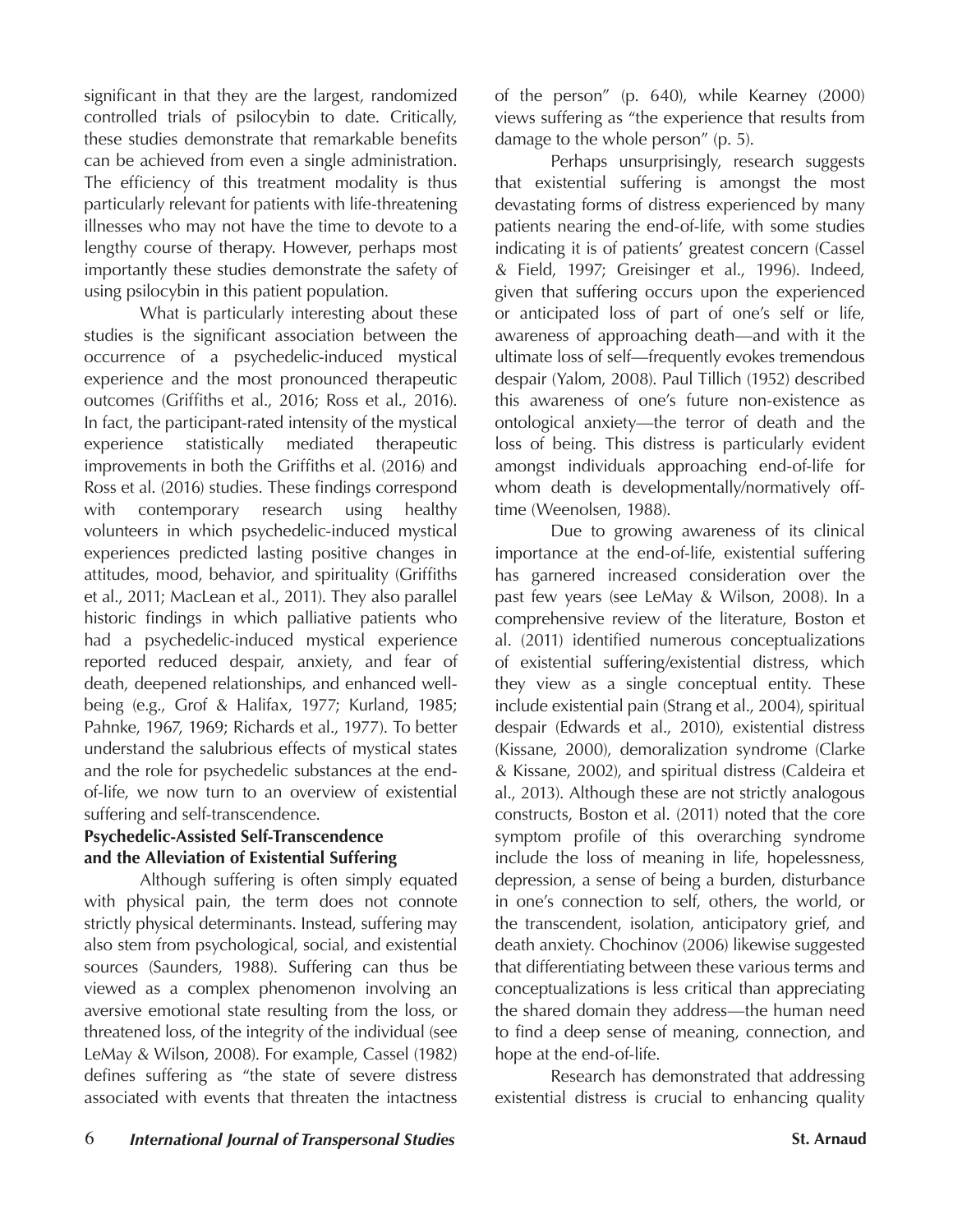significant in that they are the largest, randomized controlled trials of psilocybin to date. Critically, these studies demonstrate that remarkable benefits can be achieved from even a single administration. The efficiency of this treatment modality is thus particularly relevant for patients with life-threatening illnesses who may not have the time to devote to a lengthy course of therapy. However, perhaps most importantly these studies demonstrate the safety of using psilocybin in this patient population.

What is particularly interesting about these studies is the significant association between the occurrence of a psychedelic-induced mystical experience and the most pronounced therapeutic outcomes (Griffiths et al., 2016; Ross et al., 2016). In fact, the participant-rated intensity of the mystical experience statistically mediated therapeutic improvements in both the Griffiths et al. (2016) and Ross et al. (2016) studies. These findings correspond with contemporary research using healthy volunteers in which psychedelic-induced mystical experiences predicted lasting positive changes in attitudes, mood, behavior, and spirituality (Griffiths et al., 2011; MacLean et al., 2011). They also parallel historic findings in which palliative patients who had a psychedelic-induced mystical experience reported reduced despair, anxiety, and fear of death, deepened relationships, and enhanced well-being (e.g., Grof & Halifax, 1977; Kurland, 1985; Pahnke, 1967, 1969; Richards et al., 1977). To better understand the salubrious effects of mystical states and the role for psychedelic substances at the end-of-life, we now turn to an overview of existential suffering and self-transcendence.

**Psychedelic-Assisted Self-Transcendence and the Alleviation of Existential Suffering**

Although suffering is often simply equated with physical pain, the term does not connote strictly physical determinants. Instead, suffering may also stem from psychological, social, and existential sources (Saunders, 1988). Suffering can thus be viewed as a complex phenomenon involving an aversive emotional state resulting from the loss, or threatened loss, of the integrity of the individual (see LeMay & Wilson, 2008). For example, Cassel (1982) defines suffering as "the state of severe distress associated with events that threaten the intactness of the person" (p. 640), while Kearney (2000) views suffering as "the experience that results from damage to the whole person" (p. 5).

Perhaps unsurprisingly, research suggests that existential suffering is amongst the most devastating forms of distress experienced by many patients nearing the end-of-life, with some studies indicating it is of patients' greatest concern (Cassel & Field, 1997; Greisinger et al., 1996). Indeed, given that suffering occurs upon the experienced or anticipated loss of part of one's self or life, awareness of approaching death—and with it the ultimate loss of self—frequently evokes tremendous despair (Yalom, 2008). Paul Tillich (1952) described this awareness of one's future non-existence as ontological anxiety—the terror of death and the loss of being. This distress is particularly evident amongst individuals approaching end-of-life for whom death is developmentally/normatively off-time (Weenolsen, 1988).

Due to growing awareness of its clinical importance at the end-of-life, existential suffering has garnered increased consideration over the past few years (see LeMay & Wilson, 2008). In a comprehensive review of the literature, Boston et al. (2011) identified numerous conceptualizations of existential suffering/existential distress, which they view as a single conceptual entity. These include existential pain (Strang et al., 2004), spiritual despair (Edwards et al., 2010), existential distress (Kissane, 2000), demoralization syndrome (Clarke & Kissane, 2002), and spiritual distress (Caldeira et al., 2013). Although these are not strictly analogous constructs, Boston et al. (2011) noted that the core symptom profile of this overarching syndrome include the loss of meaning in life, hopelessness, depression, a sense of being a burden, disturbance in one's connection to self, others, the world, or the transcendent, isolation, anticipatory grief, and death anxiety. Chochinov (2006) likewise suggested that differentiating between these various terms and conceptualizations is less critical than appreciating the shared domain they address—the human need to find a deep sense of meaning, connection, and hope at the end-of-life.

Research has demonstrated that addressing existential distress is crucial to enhancing quality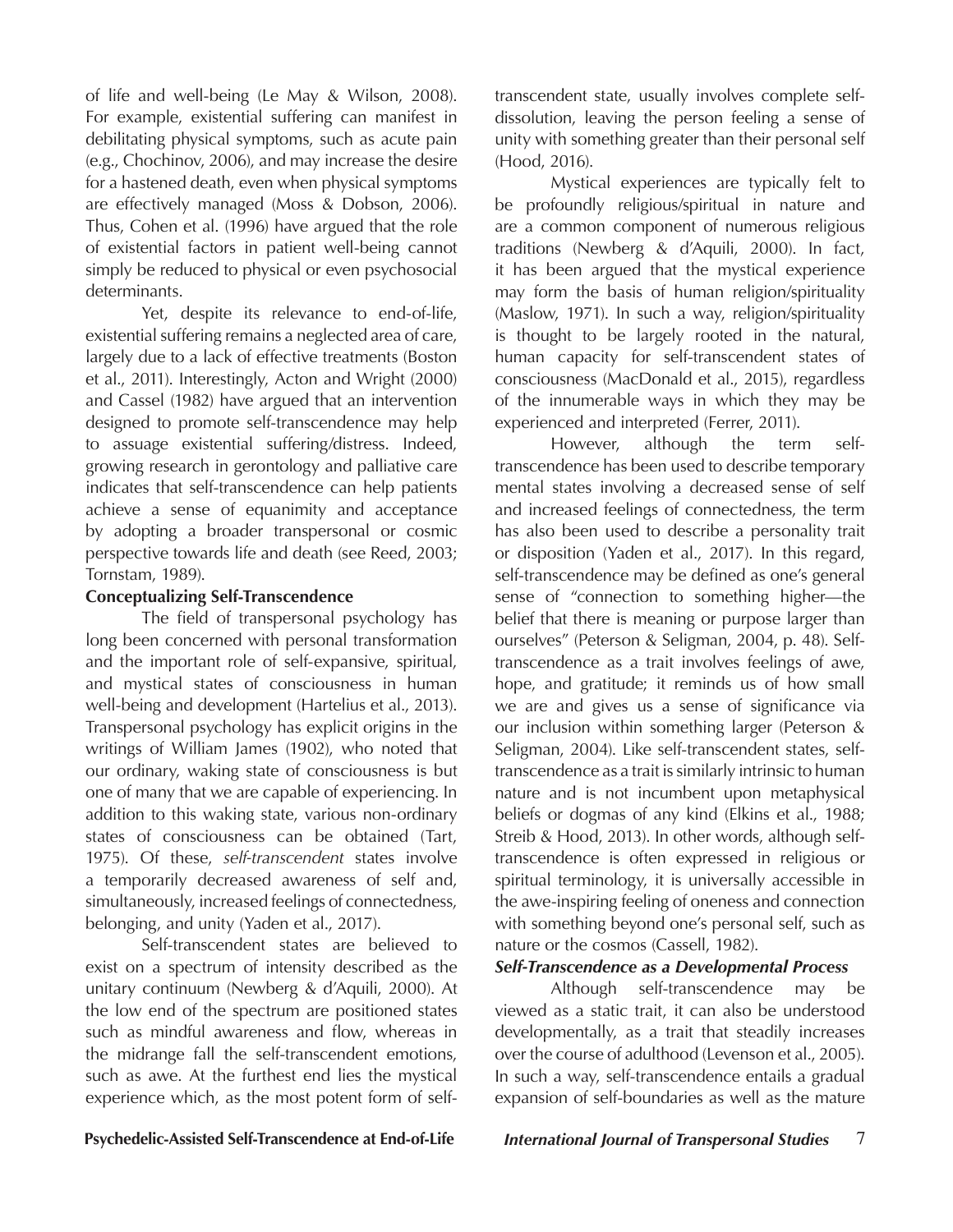of life and well-being (Le May & Wilson, 2008). For example, existential suffering can manifest in debilitating physical symptoms, such as acute pain (e.g., Chochinov, 2006), and may increase the desire for a hastened death, even when physical symptoms are effectively managed (Moss & Dobson, 2006). Thus, Cohen et al. (1996) have argued that the role of existential factors in patient well-being cannot simply be reduced to physical or even psychosocial determinants.

Yet, despite its relevance to end-of-life, existential suffering remains a neglected area of care, largely due to a lack of effective treatments (Boston et al., 2011). Interestingly, Acton and Wright (2000) and Cassel (1982) have argued that an intervention designed to promote self-transcendence may help to assuage existential suffering/distress. Indeed, growing research in gerontology and palliative care indicates that self-transcendence can help patients achieve a sense of equanimity and acceptance by adopting a broader transpersonal or cosmic perspective towards life and death (see Reed, 2003; Tornstam, 1989).

**Conceptualizing Self-Transcendence**

The field of transpersonal psychology has long been concerned with personal transformation and the important role of self-expansive, spiritual, and mystical states of consciousness in human well-being and development (Hartelius et al., 2013). Transpersonal psychology has explicit origins in the writings of William James (1902), who noted that our ordinary, waking state of consciousness is but one of many that we are capable of experiencing. In addition to this waking state, various non-ordinary states of consciousness can be obtained (Tart, 1975). Of these, *self-transcendent* states involve a temporarily decreased awareness of self and, simultaneously, increased feelings of connectedness, belonging, and unity (Yaden et al., 2017).

Self-transcendent states are believed to exist on a spectrum of intensity described as the unitary continuum (Newberg & d'Aquili, 2000). At the low end of the spectrum are positioned states such as mindful awareness and flow, whereas in the midrange fall the self-transcendent emotions, such as awe. At the furthest end lies the mystical experience which, as the most potent form of self-transcendent state, usually involves complete self-dissolution, leaving the person feeling a sense of unity with something greater than their personal self (Hood, 2016).

Mystical experiences are typically felt to be profoundly religious/spiritual in nature and are a common component of numerous religious traditions (Newberg & d'Aquili, 2000). In fact, it has been argued that the mystical experience may form the basis of human religion/spirituality (Maslow, 1971). In such a way, religion/spirituality is thought to be largely rooted in the natural, human capacity for self-transcendent states of consciousness (MacDonald et al., 2015), regardless of the innumerable ways in which they may be experienced and interpreted (Ferrer, 2011).

However, although the term self-transcendence has been used to describe temporary mental states involving a decreased sense of self and increased feelings of connectedness, the term has also been used to describe a personality trait or disposition (Yaden et al., 2017). In this regard, self-transcendence may be defined as one's general sense of "connection to something higher—the belief that there is meaning or purpose larger than ourselves" (Peterson & Seligman, 2004, p. 48). Self-transcendence as a trait involves feelings of awe, hope, and gratitude; it reminds us of how small we are and gives us a sense of significance via our inclusion within something larger (Peterson & Seligman, 2004). Like self-transcendent states, self-transcendence as a trait is similarly intrinsic to human nature and is not incumbent upon metaphysical beliefs or dogmas of any kind (Elkins et al., 1988; Streib & Hood, 2013). In other words, although self-transcendence is often expressed in religious or spiritual terminology, it is universally accessible in the awe-inspiring feeling of oneness and connection with something beyond one's personal self, such as nature or the cosmos (Cassell, 1982).

***Self-Transcendence as a Developmental Process***

Although self-transcendence may be viewed as a static trait, it can also be understood developmentally, as a trait that steadily increases over the course of adulthood (Levenson et al., 2005). In such a way, self-transcendence entails a gradual expansion of self-boundaries as well as the mature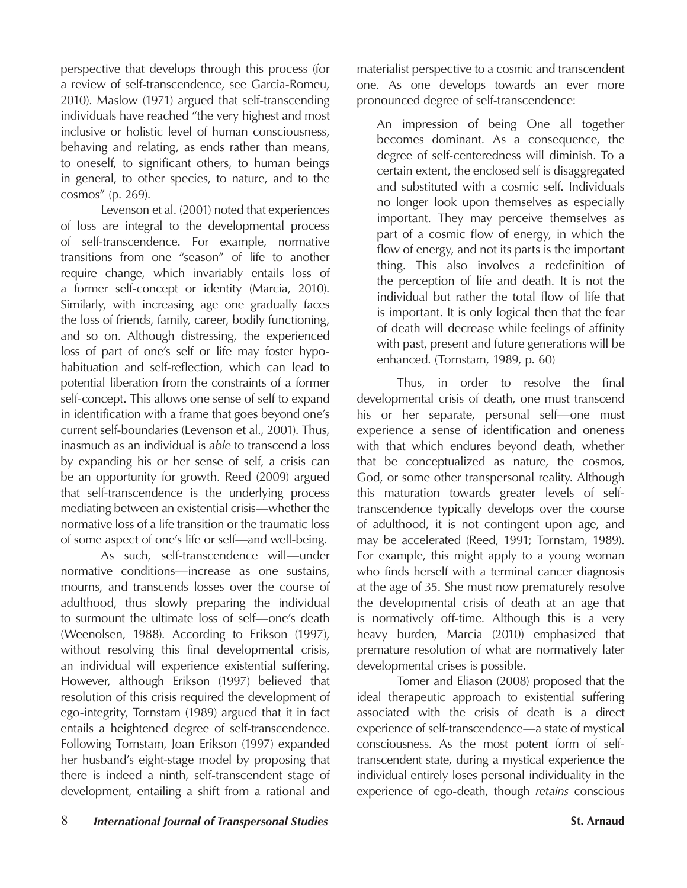perspective that develops through this process (for a review of self-transcendence, see Garcia-Romeu, 2010). Maslow (1971) argued that self-transcending individuals have reached "the very highest and most inclusive or holistic level of human consciousness, behaving and relating, as ends rather than means, to oneself, to significant others, to human beings in general, to other species, to nature, and to the cosmos" (p. 269).

Levenson et al. (2001) noted that experiences of loss are integral to the developmental process of self-transcendence. For example, normative transitions from one "season" of life to another require change, which invariably entails loss of a former self-concept or identity (Marcia, 2010). Similarly, with increasing age one gradually faces the loss of friends, family, career, bodily functioning, and so on. Although distressing, the experienced loss of part of one's self or life may foster hypo-habituation and self-reflection, which can lead to potential liberation from the constraints of a former self-concept. This allows one sense of self to expand in identification with a frame that goes beyond one's current self-boundaries (Levenson et al., 2001). Thus, inasmuch as an individual is *able* to transcend a loss by expanding his or her sense of self, a crisis can be an opportunity for growth. Reed (2009) argued that self-transcendence is the underlying process mediating between an existential crisis—whether the normative loss of a life transition or the traumatic loss of some aspect of one's life or self—and well-being.

As such, self-transcendence will—under normative conditions—increase as one sustains, mourns, and transcends losses over the course of adulthood, thus slowly preparing the individual to surmount the ultimate loss of self—one's death (Weenolsen, 1988). According to Erikson (1997), without resolving this final developmental crisis, an individual will experience existential suffering. However, although Erikson (1997) believed that resolution of this crisis required the development of ego-integrity, Tornstam (1989) argued that it in fact entails a heightened degree of self-transcendence. Following Tornstam, Joan Erikson (1997) expanded her husband's eight-stage model by proposing that there is indeed a ninth, self-transcendent stage of development, entailing a shift from a rational and materialist perspective to a cosmic and transcendent one. As one develops towards an ever more pronounced degree of self-transcendence:

> An impression of being One all together becomes dominant. As a consequence, the degree of self-centeredness will diminish. To a certain extent, the enclosed self is disaggregated and substituted with a cosmic self. Individuals no longer look upon themselves as especially important. They may perceive themselves as part of a cosmic flow of energy, in which the flow of energy, and not its parts is the important thing. This also involves a redefinition of the perception of life and death. It is not the individual but rather the total flow of life that is important. It is only logical then that the fear of death will decrease while feelings of affinity with past, present and future generations will be enhanced. (Tornstam, 1989, p. 60)

Thus, in order to resolve the final developmental crisis of death, one must transcend his or her separate, personal self—one must experience a sense of identification and oneness with that which endures beyond death, whether that be conceptualized as nature, the cosmos, God, or some other transpersonal reality. Although this maturation towards greater levels of self-transcendence typically develops over the course of adulthood, it is not contingent upon age, and may be accelerated (Reed, 1991; Tornstam, 1989). For example, this might apply to a young woman who finds herself with a terminal cancer diagnosis at the age of 35. She must now prematurely resolve the developmental crisis of death at an age that is normatively off-time. Although this is a very heavy burden, Marcia (2010) emphasized that premature resolution of what are normatively later developmental crises is possible.

Tomer and Eliason (2008) proposed that the ideal therapeutic approach to existential suffering associated with the crisis of death is a direct experience of self-transcendence—a state of mystical consciousness. As the most potent form of self-transcendent state, during a mystical experience the individual entirely loses personal individuality in the experience of ego-death, though *retains* conscious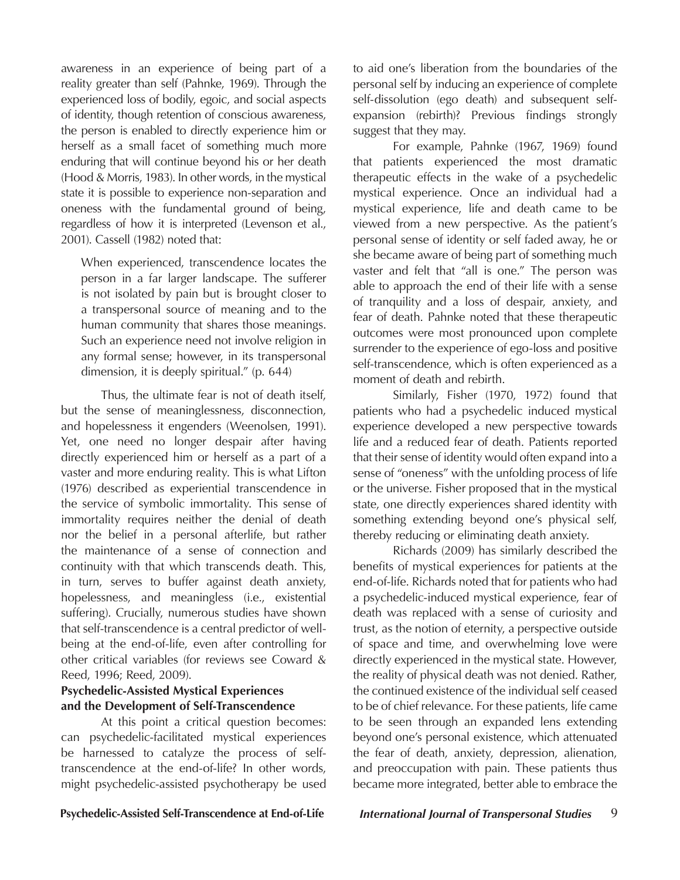awareness in an experience of being part of a reality greater than self (Pahnke, 1969). Through the experienced loss of bodily, egoic, and social aspects of identity, though retention of conscious awareness, the person is enabled to directly experience him or herself as a small facet of something much more enduring that will continue beyond his or her death (Hood & Morris, 1983). In other words, in the mystical state it is possible to experience non-separation and oneness with the fundamental ground of being, regardless of how it is interpreted (Levenson et al., 2001). Cassell (1982) noted that:

> When experienced, transcendence locates the person in a far larger landscape. The sufferer is not isolated by pain but is brought closer to a transpersonal source of meaning and to the human community that shares those meanings. Such an experience need not involve religion in any formal sense; however, in its transpersonal dimension, it is deeply spiritual." (p. 644)

Thus, the ultimate fear is not of death itself, but the sense of meaninglessness, disconnection, and hopelessness it engenders (Weenolsen, 1991). Yet, one need no longer despair after having directly experienced him or herself as a part of a vaster and more enduring reality. This is what Lifton (1976) described as experiential transcendence in the service of symbolic immortality. This sense of immortality requires neither the denial of death nor the belief in a personal afterlife, but rather the maintenance of a sense of connection and continuity with that which transcends death. This, in turn, serves to buffer against death anxiety, hopelessness, and meaningless (i.e., existential suffering). Crucially, numerous studies have shown that self-transcendence is a central predictor of well-being at the end-of-life, even after controlling for other critical variables (for reviews see Coward & Reed, 1996; Reed, 2009).

### Psychedelic-Assisted Mystical Experiences and the Development of Self-Transcendence

At this point a critical question becomes: can psychedelic-facilitated mystical experiences be harnessed to catalyze the process of self-transcendence at the end-of-life? In other words, might psychedelic-assisted psychotherapy be used to aid one's liberation from the boundaries of the personal self by inducing an experience of complete self-dissolution (ego death) and subsequent self-expansion (rebirth)? Previous findings strongly suggest that they may.

For example, Pahnke (1967, 1969) found that patients experienced the most dramatic therapeutic effects in the wake of a psychedelic mystical experience. Once an individual had a mystical experience, life and death came to be viewed from a new perspective. As the patient's personal sense of identity or self faded away, he or she became aware of being part of something much vaster and felt that "all is one." The person was able to approach the end of their life with a sense of tranquility and a loss of despair, anxiety, and fear of death. Pahnke noted that these therapeutic outcomes were most pronounced upon complete surrender to the experience of ego-loss and positive self-transcendence, which is often experienced as a moment of death and rebirth.

Similarly, Fisher (1970, 1972) found that patients who had a psychedelic induced mystical experience developed a new perspective towards life and a reduced fear of death. Patients reported that their sense of identity would often expand into a sense of "oneness" with the unfolding process of life or the universe. Fisher proposed that in the mystical state, one directly experiences shared identity with something extending beyond one's physical self, thereby reducing or eliminating death anxiety.

Richards (2009) has similarly described the benefits of mystical experiences for patients at the end-of-life. Richards noted that for patients who had a psychedelic-induced mystical experience, fear of death was replaced with a sense of curiosity and trust, as the notion of eternity, a perspective outside of space and time, and overwhelming love were directly experienced in the mystical state. However, the reality of physical death was not denied. Rather, the continued existence of the individual self ceased to be of chief relevance. For these patients, life came to be seen through an expanded lens extending beyond one's personal existence, which attenuated the fear of death, anxiety, depression, alienation, and preoccupation with pain. These patients thus became more integrated, better able to embrace the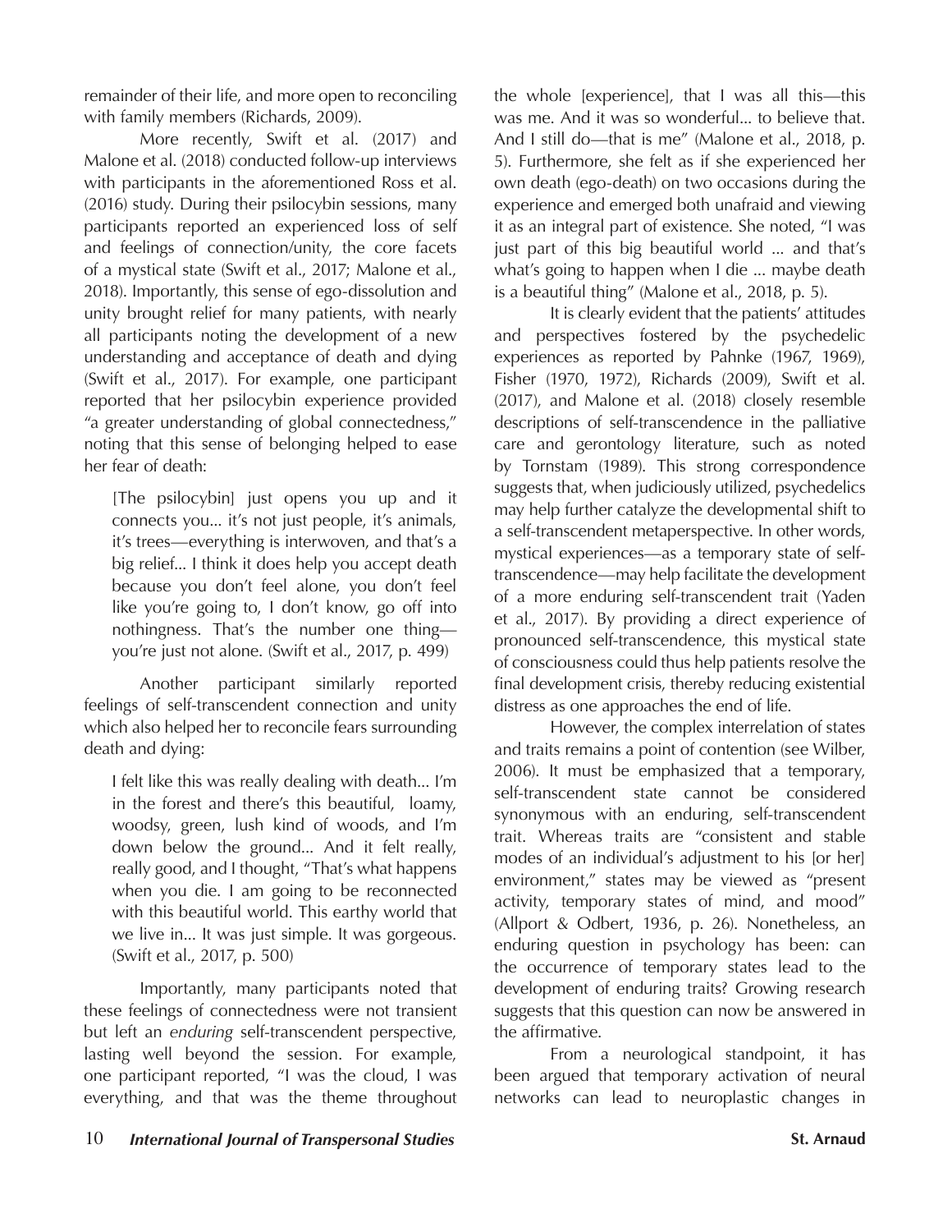remainder of their life, and more open to reconciling with family members (Richards, 2009).

More recently, Swift et al. (2017) and Malone et al. (2018) conducted follow-up interviews with participants in the aforementioned Ross et al. (2016) study. During their psilocybin sessions, many participants reported an experienced loss of self and feelings of connection/unity, the core facets of a mystical state (Swift et al., 2017; Malone et al., 2018). Importantly, this sense of ego-dissolution and unity brought relief for many patients, with nearly all participants noting the development of a new understanding and acceptance of death and dying (Swift et al., 2017). For example, one participant reported that her psilocybin experience provided "a greater understanding of global connectedness," noting that this sense of belonging helped to ease her fear of death:

> [The psilocybin] just opens you up and it connects you... it's not just people, it's animals, it's trees—everything is interwoven, and that's a big relief... I think it does help you accept death because you don't feel alone, you don't feel like you're going to, I don't know, go off into nothingness. That's the number one thing—you're just not alone. (Swift et al., 2017, p. 499)

Another participant similarly reported feelings of self-transcendent connection and unity which also helped her to reconcile fears surrounding death and dying:

> I felt like this was really dealing with death... I'm in the forest and there's this beautiful, loamy, woodsy, green, lush kind of woods, and I'm down below the ground... And it felt really, really good, and I thought, "That's what happens when you die. I am going to be reconnected with this beautiful world. This earthy world that we live in... It was just simple. It was gorgeous. (Swift et al., 2017, p. 500)

Importantly, many participants noted that these feelings of connectedness were not transient but left an *enduring* self-transcendent perspective, lasting well beyond the session. For example, one participant reported, "I was the cloud, I was everything, and that was the theme throughout the whole [experience], that I was all this—this was me. And it was so wonderful... to believe that. And I still do—that is me" (Malone et al., 2018, p. 5). Furthermore, she felt as if she experienced her own death (ego-death) on two occasions during the experience and emerged both unafraid and viewing it as an integral part of existence. She noted, "I was just part of this big beautiful world ... and that's what's going to happen when I die ... maybe death is a beautiful thing" (Malone et al., 2018, p. 5).

It is clearly evident that the patients' attitudes and perspectives fostered by the psychedelic experiences as reported by Pahnke (1967, 1969), Fisher (1970, 1972), Richards (2009), Swift et al. (2017), and Malone et al. (2018) closely resemble descriptions of self-transcendence in the palliative care and gerontology literature, such as noted by Tornstam (1989). This strong correspondence suggests that, when judiciously utilized, psychedelics may help further catalyze the developmental shift to a self-transcendent metaperspective. In other words, mystical experiences—as a temporary state of self-transcendence—may help facilitate the development of a more enduring self-transcendent trait (Yaden et al., 2017). By providing a direct experience of pronounced self-transcendence, this mystical state of consciousness could thus help patients resolve the final development crisis, thereby reducing existential distress as one approaches the end of life.

However, the complex interrelation of states and traits remains a point of contention (see Wilber, 2006). It must be emphasized that a temporary, self-transcendent state cannot be considered synonymous with an enduring, self-transcendent trait. Whereas traits are "consistent and stable modes of an individual's adjustment to his [or her] environment," states may be viewed as "present activity, temporary states of mind, and mood" (Allport & Odbert, 1936, p. 26). Nonetheless, an enduring question in psychology has been: can the occurrence of temporary states lead to the development of enduring traits? Growing research suggests that this question can now be answered in the affirmative.

From a neurological standpoint, it has been argued that temporary activation of neural networks can lead to neuroplastic changes in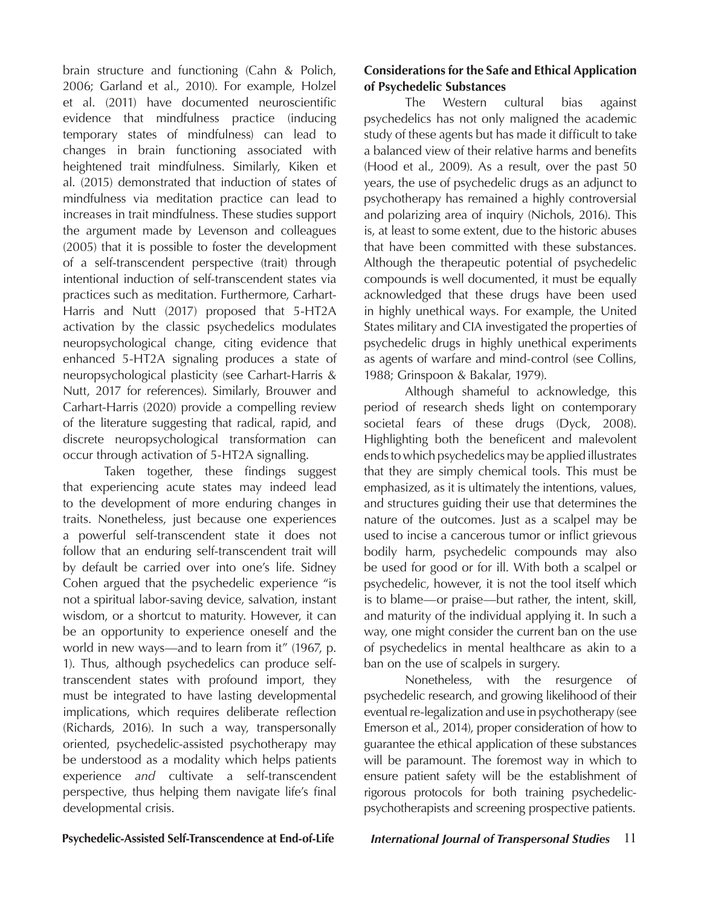brain structure and functioning (Cahn & Polich, 2006; Garland et al., 2010). For example, Holzel et al. (2011) have documented neuroscientific evidence that mindfulness practice (inducing temporary states of mindfulness) can lead to changes in brain functioning associated with heightened trait mindfulness. Similarly, Kiken et al. (2015) demonstrated that induction of states of mindfulness via meditation practice can lead to increases in trait mindfulness. These studies support the argument made by Levenson and colleagues (2005) that it is possible to foster the development of a self-transcendent perspective (trait) through intentional induction of self-transcendent states via practices such as meditation. Furthermore, Carhart-Harris and Nutt (2017) proposed that 5-HT2A activation by the classic psychedelics modulates neuropsychological change, citing evidence that enhanced 5-HT2A signaling produces a state of neuropsychological plasticity (see Carhart-Harris & Nutt, 2017 for references). Similarly, Brouwer and Carhart-Harris (2020) provide a compelling review of the literature suggesting that radical, rapid, and discrete neuropsychological transformation can occur through activation of 5-HT2A signalling.

Taken together, these findings suggest that experiencing acute states may indeed lead to the development of more enduring changes in traits. Nonetheless, just because one experiences a powerful self-transcendent state it does not follow that an enduring self-transcendent trait will by default be carried over into one's life. Sidney Cohen argued that the psychedelic experience "is not a spiritual labor-saving device, salvation, instant wisdom, or a shortcut to maturity. However, it can be an opportunity to experience oneself and the world in new ways—and to learn from it" (1967, p. 1). Thus, although psychedelics can produce self-transcendent states with profound import, they must be integrated to have lasting developmental implications, which requires deliberate reflection (Richards, 2016). In such a way, transpersonally oriented, psychedelic-assisted psychotherapy may be understood as a modality which helps patients experience *and* cultivate a self-transcendent perspective, thus helping them navigate life's final developmental crisis.

**Considerations for the Safe and Ethical Application of Psychedelic Substances**

The Western cultural bias against psychedelics has not only maligned the academic study of these agents but has made it difficult to take a balanced view of their relative harms and benefits (Hood et al., 2009). As a result, over the past 50 years, the use of psychedelic drugs as an adjunct to psychotherapy has remained a highly controversial and polarizing area of inquiry (Nichols, 2016). This is, at least to some extent, due to the historic abuses that have been committed with these substances. Although the therapeutic potential of psychedelic compounds is well documented, it must be equally acknowledged that these drugs have been used in highly unethical ways. For example, the United States military and CIA investigated the properties of psychedelic drugs in highly unethical experiments as agents of warfare and mind-control (see Collins, 1988; Grinspoon & Bakalar, 1979).

Although shameful to acknowledge, this period of research sheds light on contemporary societal fears of these drugs (Dyck, 2008). Highlighting both the beneficent and malevolent ends to which psychedelics may be applied illustrates that they are simply chemical tools. This must be emphasized, as it is ultimately the intentions, values, and structures guiding their use that determines the nature of the outcomes. Just as a scalpel may be used to incise a cancerous tumor or inflict grievous bodily harm, psychedelic compounds may also be used for good or for ill. With both a scalpel or psychedelic, however, it is not the tool itself which is to blame—or praise—but rather, the intent, skill, and maturity of the individual applying it. In such a way, one might consider the current ban on the use of psychedelics in mental healthcare as akin to a ban on the use of scalpels in surgery.

Nonetheless, with the resurgence of psychedelic research, and growing likelihood of their eventual re-legalization and use in psychotherapy (see Emerson et al., 2014), proper consideration of how to guarantee the ethical application of these substances will be paramount. The foremost way in which to ensure patient safety will be the establishment of rigorous protocols for both training psychedelic-psychotherapists and screening prospective patients.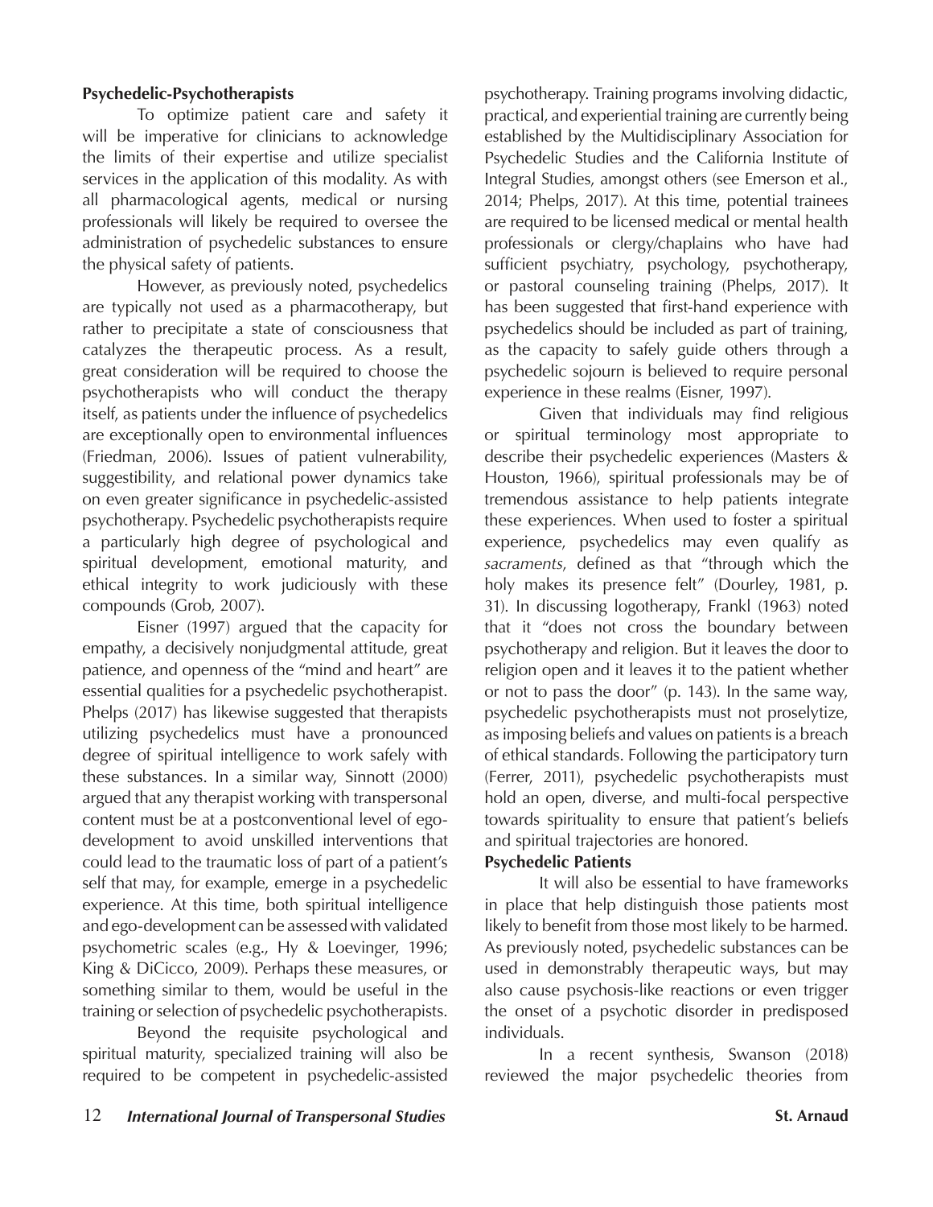**Psychedelic-Psychotherapists**

To optimize patient care and safety it will be imperative for clinicians to acknowledge the limits of their expertise and utilize specialist services in the application of this modality. As with all pharmacological agents, medical or nursing professionals will likely be required to oversee the administration of psychedelic substances to ensure the physical safety of patients.

However, as previously noted, psychedelics are typically not used as a pharmacotherapy, but rather to precipitate a state of consciousness that catalyzes the therapeutic process. As a result, great consideration will be required to choose the psychotherapists who will conduct the therapy itself, as patients under the influence of psychedelics are exceptionally open to environmental influences (Friedman, 2006). Issues of patient vulnerability, suggestibility, and relational power dynamics take on even greater significance in psychedelic-assisted psychotherapy. Psychedelic psychotherapists require a particularly high degree of psychological and spiritual development, emotional maturity, and ethical integrity to work judiciously with these compounds (Grob, 2007).

Eisner (1997) argued that the capacity for empathy, a decisively nonjudgmental attitude, great patience, and openness of the "mind and heart" are essential qualities for a psychedelic psychotherapist. Phelps (2017) has likewise suggested that therapists utilizing psychedelics must have a pronounced degree of spiritual intelligence to work safely with these substances. In a similar way, Sinnott (2000) argued that any therapist working with transpersonal content must be at a postconventional level of ego-development to avoid unskilled interventions that could lead to the traumatic loss of part of a patient's self that may, for example, emerge in a psychedelic experience. At this time, both spiritual intelligence and ego-development can be assessed with validated psychometric scales (e.g., Hy & Loevinger, 1996; King & DiCicco, 2009). Perhaps these measures, or something similar to them, would be useful in the training or selection of psychedelic psychotherapists.

Beyond the requisite psychological and spiritual maturity, specialized training will also be required to be competent in psychedelic-assisted psychotherapy. Training programs involving didactic, practical, and experiential training are currently being established by the Multidisciplinary Association for Psychedelic Studies and the California Institute of Integral Studies, amongst others (see Emerson et al., 2014; Phelps, 2017). At this time, potential trainees are required to be licensed medical or mental health professionals or clergy/chaplains who have had sufficient psychiatry, psychology, psychotherapy, or pastoral counseling training (Phelps, 2017). It has been suggested that first-hand experience with psychedelics should be included as part of training, as the capacity to safely guide others through a psychedelic sojourn is believed to require personal experience in these realms (Eisner, 1997).

Given that individuals may find religious or spiritual terminology most appropriate to describe their psychedelic experiences (Masters & Houston, 1966), spiritual professionals may be of tremendous assistance to help patients integrate these experiences. When used to foster a spiritual experience, psychedelics may even qualify as *sacraments*, defined as that "through which the holy makes its presence felt" (Dourley, 1981, p. 31). In discussing logotherapy, Frankl (1963) noted that it "does not cross the boundary between psychotherapy and religion. But it leaves the door to religion open and it leaves it to the patient whether or not to pass the door" (p. 143). In the same way, psychedelic psychotherapists must not proselytize, as imposing beliefs and values on patients is a breach of ethical standards. Following the participatory turn (Ferrer, 2011), psychedelic psychotherapists must hold an open, diverse, and multi-focal perspective towards spirituality to ensure that patient's beliefs and spiritual trajectories are honored.

**Psychedelic Patients**

It will also be essential to have frameworks in place that help distinguish those patients most likely to benefit from those most likely to be harmed. As previously noted, psychedelic substances can be used in demonstrably therapeutic ways, but may also cause psychosis-like reactions or even trigger the onset of a psychotic disorder in predisposed individuals.

In a recent synthesis, Swanson (2018) reviewed the major psychedelic theories from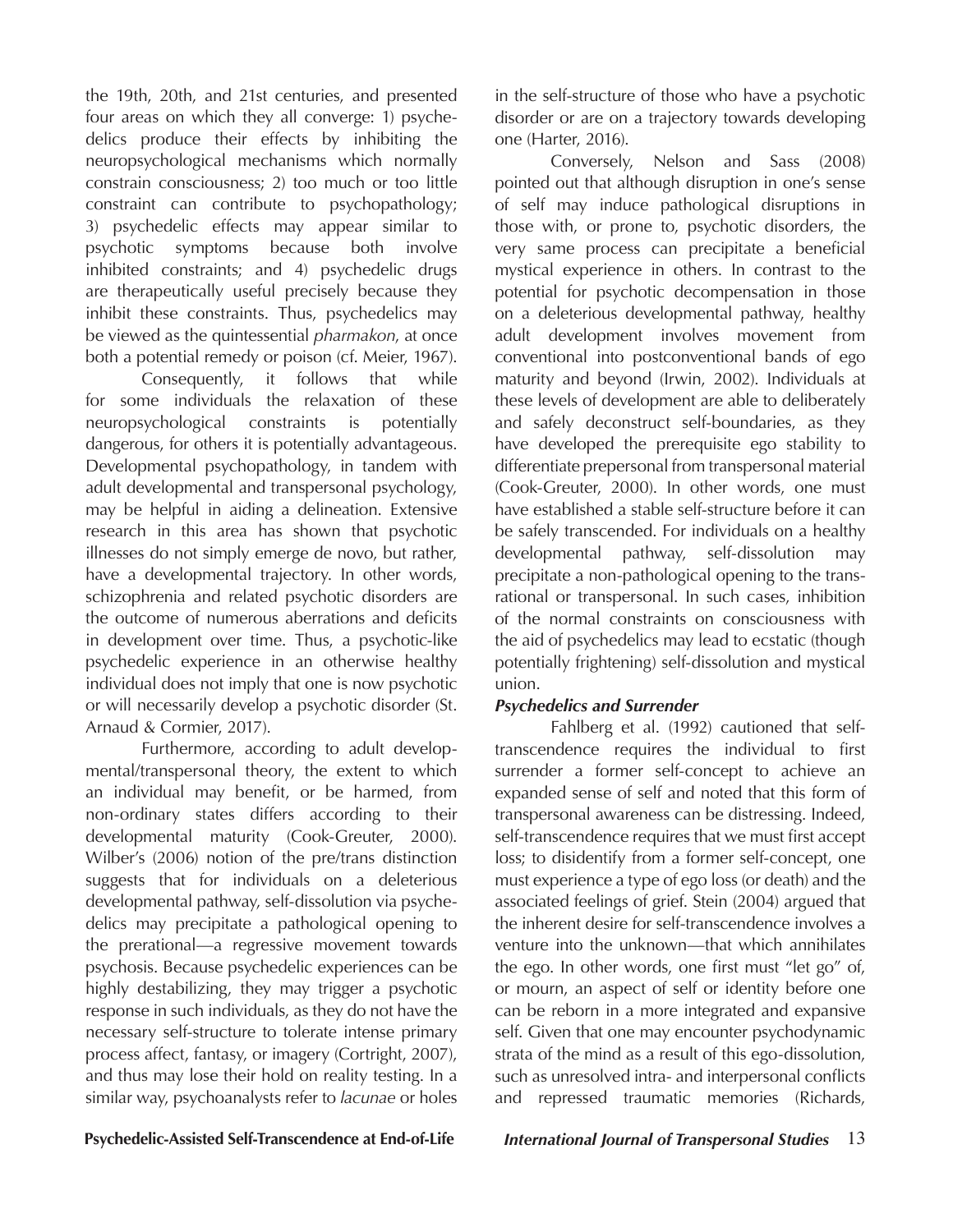the 19th, 20th, and 21st centuries, and presented four areas on which they all converge: 1) psychedelics produce their effects by inhibiting the neuropsychological mechanisms which normally constrain consciousness; 2) too much or too little constraint can contribute to psychopathology; 3) psychedelic effects may appear similar to psychotic symptoms because both involve inhibited constraints; and 4) psychedelic drugs are therapeutically useful precisely because they inhibit these constraints. Thus, psychedelics may be viewed as the quintessential *pharmakon*, at once both a potential remedy or poison (cf. Meier, 1967).

Consequently, it follows that while for some individuals the relaxation of these neuropsychological constraints is potentially dangerous, for others it is potentially advantageous. Developmental psychopathology, in tandem with adult developmental and transpersonal psychology, may be helpful in aiding a delineation. Extensive research in this area has shown that psychotic illnesses do not simply emerge de novo, but rather, have a developmental trajectory. In other words, schizophrenia and related psychotic disorders are the outcome of numerous aberrations and deficits in development over time. Thus, a psychotic-like psychedelic experience in an otherwise healthy individual does not imply that one is now psychotic or will necessarily develop a psychotic disorder (St. Arnaud & Cormier, 2017).

Furthermore, according to adult developmental/transpersonal theory, the extent to which an individual may benefit, or be harmed, from non-ordinary states differs according to their developmental maturity (Cook-Greuter, 2000). Wilber's (2006) notion of the pre/trans distinction suggests that for individuals on a deleterious developmental pathway, self-dissolution via psychedelics may precipitate a pathological opening to the prerational—a regressive movement towards psychosis. Because psychedelic experiences can be highly destabilizing, they may trigger a psychotic response in such individuals, as they do not have the necessary self-structure to tolerate intense primary process affect, fantasy, or imagery (Cortright, 2007), and thus may lose their hold on reality testing. In a similar way, psychoanalysts refer to *lacunae* or holes in the self-structure of those who have a psychotic disorder or are on a trajectory towards developing one (Harter, 2016).

Conversely, Nelson and Sass (2008) pointed out that although disruption in one's sense of self may induce pathological disruptions in those with, or prone to, psychotic disorders, the very same process can precipitate a beneficial mystical experience in others. In contrast to the potential for psychotic decompensation in those on a deleterious developmental pathway, healthy adult development involves movement from conventional into postconventional bands of ego maturity and beyond (Irwin, 2002). Individuals at these levels of development are able to deliberately and safely deconstruct self-boundaries, as they have developed the prerequisite ego stability to differentiate prepersonal from transpersonal material (Cook-Greuter, 2000). In other words, one must have established a stable self-structure before it can be safely transcended. For individuals on a healthy developmental pathway, self-dissolution may precipitate a non-pathological opening to the transrational or transpersonal. In such cases, inhibition of the normal constraints on consciousness with the aid of psychedelics may lead to ecstatic (though potentially frightening) self-dissolution and mystical union.

### *Psychedelics and Surrender*

Fahlberg et al. (1992) cautioned that self-transcendence requires the individual to first surrender a former self-concept to achieve an expanded sense of self and noted that this form of transpersonal awareness can be distressing. Indeed, self-transcendence requires that we must first accept loss; to disidentify from a former self-concept, one must experience a type of ego loss (or death) and the associated feelings of grief. Stein (2004) argued that the inherent desire for self-transcendence involves a venture into the unknown—that which annihilates the ego. In other words, one first must "let go" of, or mourn, an aspect of self or identity before one can be reborn in a more integrated and expansive self. Given that one may encounter psychodynamic strata of the mind as a result of this ego-dissolution, such as unresolved intra- and interpersonal conflicts and repressed traumatic memories (Richards,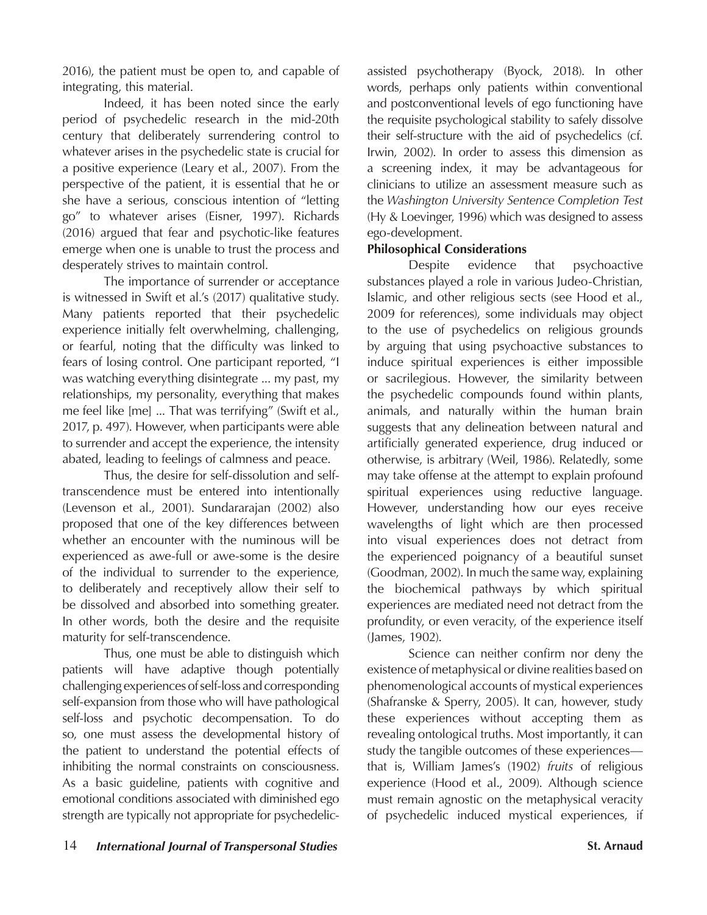2016), the patient must be open to, and capable of integrating, this material.

Indeed, it has been noted since the early period of psychedelic research in the mid-20th century that deliberately surrendering control to whatever arises in the psychedelic state is crucial for a positive experience (Leary et al., 2007). From the perspective of the patient, it is essential that he or she have a serious, conscious intention of "letting go" to whatever arises (Eisner, 1997). Richards (2016) argued that fear and psychotic-like features emerge when one is unable to trust the process and desperately strives to maintain control.

The importance of surrender or acceptance is witnessed in Swift et al.'s (2017) qualitative study. Many patients reported that their psychedelic experience initially felt overwhelming, challenging, or fearful, noting that the difficulty was linked to fears of losing control. One participant reported, "I was watching everything disintegrate ... my past, my relationships, my personality, everything that makes me feel like [me] ... That was terrifying" (Swift et al., 2017, p. 497). However, when participants were able to surrender and accept the experience, the intensity abated, leading to feelings of calmness and peace.

Thus, the desire for self-dissolution and self-transcendence must be entered into intentionally (Levenson et al., 2001). Sundararajan (2002) also proposed that one of the key differences between whether an encounter with the numinous will be experienced as awe-full or awe-some is the desire of the individual to surrender to the experience, to deliberately and receptively allow their self to be dissolved and absorbed into something greater. In other words, both the desire and the requisite maturity for self-transcendence.

Thus, one must be able to distinguish which patients will have adaptive though potentially challenging experiences of self-loss and corresponding self-expansion from those who will have pathological self-loss and psychotic decompensation. To do so, one must assess the developmental history of the patient to understand the potential effects of inhibiting the normal constraints on consciousness. As a basic guideline, patients with cognitive and emotional conditions associated with diminished ego strength are typically not appropriate for psychedelic-assisted psychotherapy (Byock, 2018). In other words, perhaps only patients within conventional and postconventional levels of ego functioning have the requisite psychological stability to safely dissolve their self-structure with the aid of psychedelics (cf. Irwin, 2002). In order to assess this dimension as a screening index, it may be advantageous for clinicians to utilize an assessment measure such as the *Washington University Sentence Completion Test* (Hy & Loevinger, 1996) which was designed to assess ego-development.

**Philosophical Considerations**

Despite evidence that psychoactive substances played a role in various Judeo-Christian, Islamic, and other religious sects (see Hood et al., 2009 for references), some individuals may object to the use of psychedelics on religious grounds by arguing that using psychoactive substances to induce spiritual experiences is either impossible or sacrilegious. However, the similarity between the psychedelic compounds found within plants, animals, and naturally within the human brain suggests that any delineation between natural and artificially generated experience, drug induced or otherwise, is arbitrary (Weil, 1986). Relatedly, some may take offense at the attempt to explain profound spiritual experiences using reductive language. However, understanding how our eyes receive wavelengths of light which are then processed into visual experiences does not detract from the experienced poignancy of a beautiful sunset (Goodman, 2002). In much the same way, explaining the biochemical pathways by which spiritual experiences are mediated need not detract from the profundity, or even veracity, of the experience itself (James, 1902).

Science can neither confirm nor deny the existence of metaphysical or divine realities based on phenomenological accounts of mystical experiences (Shafranske & Sperry, 2005). It can, however, study these experiences without accepting them as revealing ontological truths. Most importantly, it can study the tangible outcomes of these experiences—that is, William James's (1902) *fruits* of religious experience (Hood et al., 2009). Although science must remain agnostic on the metaphysical veracity of psychedelic induced mystical experiences, if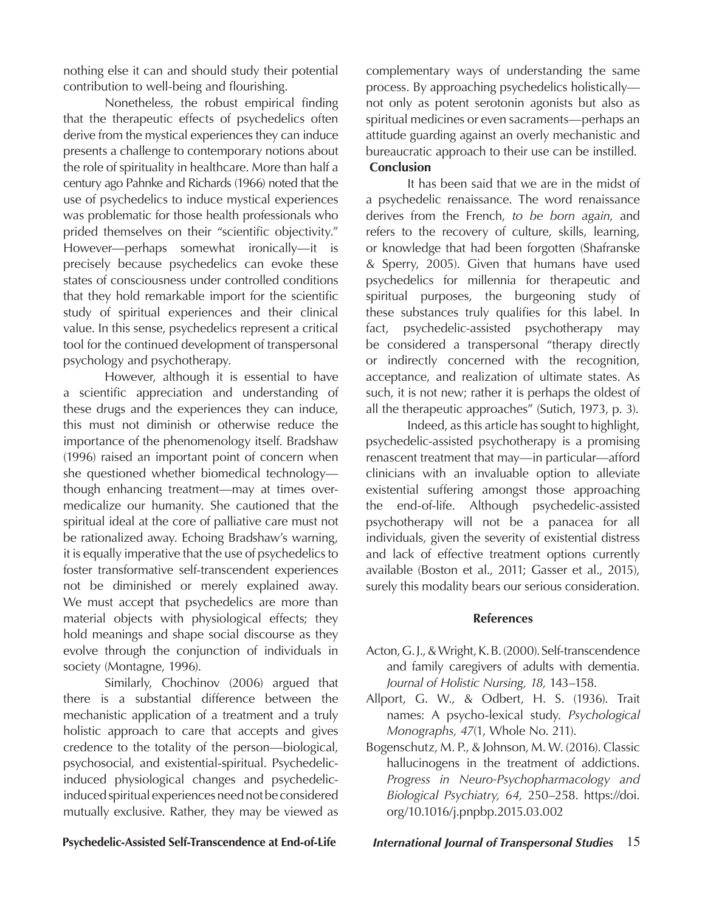nothing else it can and should study their potential contribution to well-being and flourishing.

Nonetheless, the robust empirical finding that the therapeutic effects of psychedelics often derive from the mystical experiences they can induce presents a challenge to contemporary notions about the role of spirituality in healthcare. More than half a century ago Pahnke and Richards (1966) noted that the use of psychedelics to induce mystical experiences was problematic for those health professionals who prided themselves on their "scientific objectivity." However—perhaps somewhat ironically—it is precisely because psychedelics can evoke these states of consciousness under controlled conditions that they hold remarkable import for the scientific study of spiritual experiences and their clinical value. In this sense, psychedelics represent a critical tool for the continued development of transpersonal psychology and psychotherapy.

However, although it is essential to have a scientific appreciation and understanding of these drugs and the experiences they can induce, this must not diminish or otherwise reduce the importance of the phenomenology itself. Bradshaw (1996) raised an important point of concern when she questioned whether biomedical technology—though enhancing treatment—may at times over-medicalize our humanity. She cautioned that the spiritual ideal at the core of palliative care must not be rationalized away. Echoing Bradshaw's warning, it is equally imperative that the use of psychedelics to foster transformative self-transcendent experiences not be diminished or merely explained away. We must accept that psychedelics are more than material objects with physiological effects; they hold meanings and shape social discourse as they evolve through the conjunction of individuals in society (Montagne, 1996).

Similarly, Chochinov (2006) argued that there is a substantial difference between the mechanistic application of a treatment and a truly holistic approach to care that accepts and gives credence to the totality of the person—biological, psychosocial, and existential-spiritual. Psychedelic-induced physiological changes and psychedelic-induced spiritual experiences need not be considered mutually exclusive. Rather, they may be viewed as complementary ways of understanding the same process. By approaching psychedelics holistically—not only as potent serotonin agonists but also as spiritual medicines or even sacraments—perhaps an attitude guarding against an overly mechanistic and bureaucratic approach to their use can be instilled.

## Conclusion

It has been said that we are in the midst of a psychedelic renaissance. The word renaissance derives from the French, *to be born again*, and refers to the recovery of culture, skills, learning, or knowledge that had been forgotten (Shafranske & Sperry, 2005). Given that humans have used psychedelics for millennia for therapeutic and spiritual purposes, the burgeoning study of these substances truly qualifies for this label. In fact, psychedelic-assisted psychotherapy may be considered a transpersonal "therapy directly or indirectly concerned with the recognition, acceptance, and realization of ultimate states. As such, it is not new; rather it is perhaps the oldest of all the therapeutic approaches" (Sutich, 1973, p. 3).

Indeed, as this article has sought to highlight, psychedelic-assisted psychotherapy is a promising renascent treatment that may—in particular—afford clinicians with an invaluable option to alleviate existential suffering amongst those approaching the end-of-life. Although psychedelic-assisted psychotherapy will not be a panacea for all individuals, given the severity of existential distress and lack of effective treatment options currently available (Boston et al., 2011; Gasser et al., 2015), surely this modality bears our serious consideration.

## References

Acton, G. J., & Wright, K. B. (2000). Self-transcendence and family caregivers of adults with dementia. *Journal of Holistic Nursing, 18,* 143–158.

Allport, G. W., & Odbert, H. S. (1936). Trait names: A psycho-lexical study. *Psychological Monographs, 47*(1, Whole No. 211).

Bogenschutz, M. P., & Johnson, M. W. (2016). Classic hallucinogens in the treatment of addictions. *Progress in Neuro-Psychopharmacology and Biological Psychiatry, 64,* 250–258. https://doi.org/10.1016/j.pnpbp.2015.03.002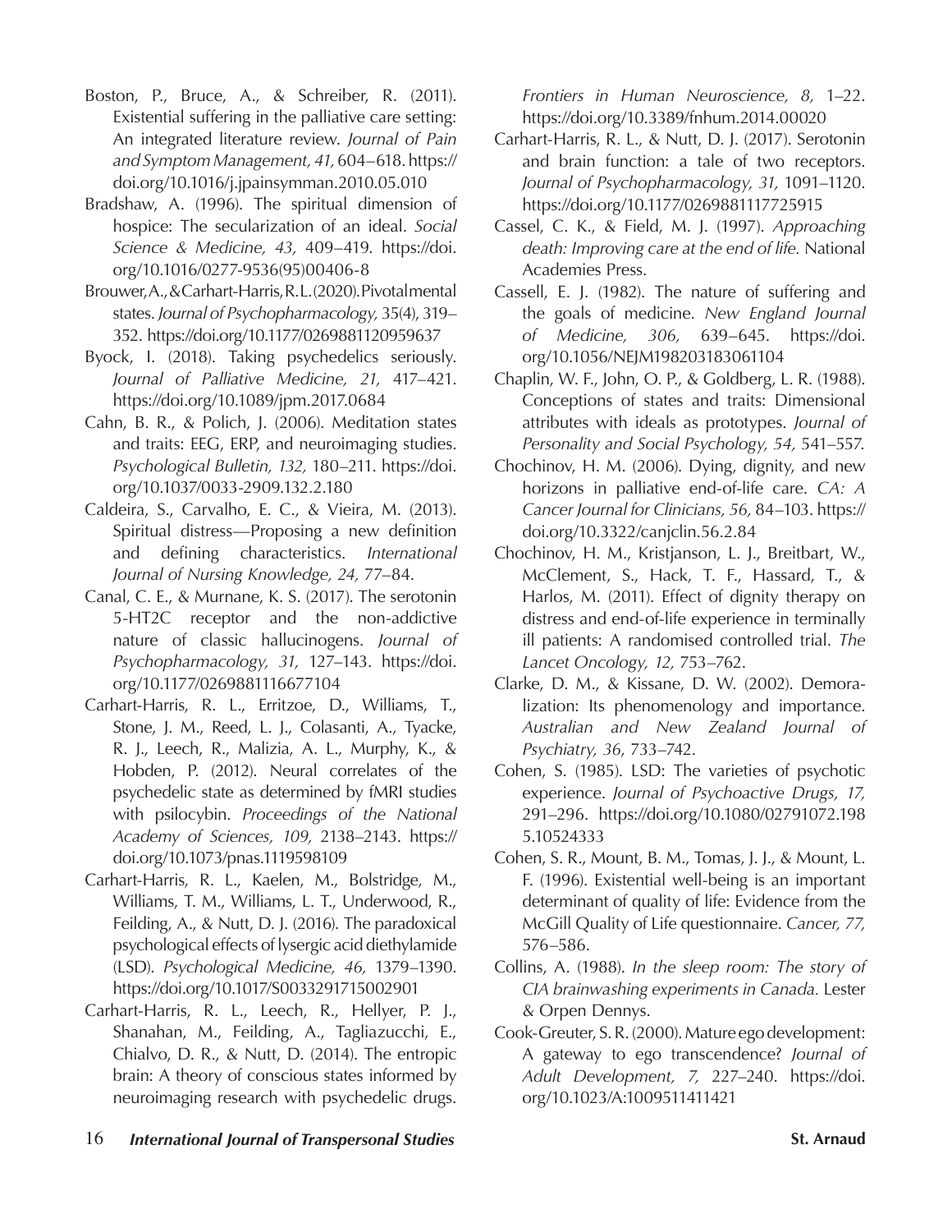Boston, P., Bruce, A., & Schreiber, R. (2011). Existential suffering in the palliative care setting: An integrated literature review. *Journal of Pain and Symptom Management, 41,* 604–618. https://doi.org/10.1016/j.jpainsymman.2010.05.010

Bradshaw, A. (1996). The spiritual dimension of hospice: The secularization of an ideal. *Social Science & Medicine, 43,* 409–419. https://doi.org/10.1016/0277-9536(95)00406-8

Brouwer, A., & Carhart-Harris, R. L. (2020). Pivotal mental states. *Journal of Psychopharmacology,* 35(4), 319–352. https://doi.org/10.1177/0269881120959637

Byock, I. (2018). Taking psychedelics seriously. *Journal of Palliative Medicine, 21,* 417–421. https://doi.org/10.1089/jpm.2017.0684

Cahn, B. R., & Polich, J. (2006). Meditation states and traits: EEG, ERP, and neuroimaging studies. *Psychological Bulletin, 132,* 180–211. https://doi.org/10.1037/0033-2909.132.2.180

Caldeira, S., Carvalho, E. C., & Vieira, M. (2013). Spiritual distress—Proposing a new definition and defining characteristics. *International Journal of Nursing Knowledge, 24,* 77–84.

Canal, C. E., & Murnane, K. S. (2017). The serotonin 5-HT2C receptor and the non-addictive nature of classic hallucinogens. *Journal of Psychopharmacology, 31,* 127–143. https://doi.org/10.1177/0269881116677104

Carhart-Harris, R. L., Erritzoe, D., Williams, T., Stone, J. M., Reed, L. J., Colasanti, A., Tyacke, R. J., Leech, R., Malizia, A. L., Murphy, K., & Hobden, P. (2012). Neural correlates of the psychedelic state as determined by fMRI studies with psilocybin. *Proceedings of the National Academy of Sciences, 109,* 2138–2143. https://doi.org/10.1073/pnas.1119598109

Carhart-Harris, R. L., Kaelen, M., Bolstridge, M., Williams, T. M., Williams, L. T., Underwood, R., Feilding, A., & Nutt, D. J. (2016). The paradoxical psychological effects of lysergic acid diethylamide (LSD). *Psychological Medicine, 46,* 1379–1390. https://doi.org/10.1017/S0033291715002901

Carhart-Harris, R. L., Leech, R., Hellyer, P. J., Shanahan, M., Feilding, A., Tagliazucchi, E., Chialvo, D. R., & Nutt, D. (2014). The entropic brain: A theory of conscious states informed by neuroimaging research with psychedelic drugs. *Frontiers in Human Neuroscience, 8,* 1–22. https://doi.org/10.3389/fnhum.2014.00020

Carhart-Harris, R. L., & Nutt, D. J. (2017). Serotonin and brain function: a tale of two receptors. *Journal of Psychopharmacology, 31,* 1091–1120. https://doi.org/10.1177/0269881117725915

Cassel, C. K., & Field, M. J. (1997). *Approaching death: Improving care at the end of life.* National Academies Press.

Cassell, E. J. (1982). The nature of suffering and the goals of medicine. *New England Journal of Medicine, 306,* 639–645. https://doi.org/10.1056/NEJM198203183061104

Chaplin, W. F., John, O. P., & Goldberg, L. R. (1988). Conceptions of states and traits: Dimensional attributes with ideals as prototypes. *Journal of Personality and Social Psychology, 54,* 541–557.

Chochinov, H. M. (2006). Dying, dignity, and new horizons in palliative end-of-life care. *CA: A Cancer Journal for Clinicians, 56,* 84–103. https://doi.org/10.3322/canjclin.56.2.84

Chochinov, H. M., Kristjanson, L. J., Breitbart, W., McClement, S., Hack, T. F., Hassard, T., & Harlos, M. (2011). Effect of dignity therapy on distress and end-of-life experience in terminally ill patients: A randomised controlled trial. *The Lancet Oncology, 12,* 753–762.

Clarke, D. M., & Kissane, D. W. (2002). Demoralization: Its phenomenology and importance. *Australian and New Zealand Journal of Psychiatry, 36*, 733–742.

Cohen, S. (1985). LSD: The varieties of psychotic experience. *Journal of Psychoactive Drugs, 17,* 291–296. https://doi.org/10.1080/02791072.1985.10524333

Cohen, S. R., Mount, B. M., Tomas, J. J., & Mount, L. F. (1996). Existential well-being is an important determinant of quality of life: Evidence from the McGill Quality of Life questionnaire. *Cancer, 77,* 576–586.

Collins, A. (1988). *In the sleep room: The story of CIA brainwashing experiments in Canada*. Lester & Orpen Dennys.

Cook-Greuter, S. R. (2000). Mature ego development: A gateway to ego transcendence? *Journal of Adult Development, 7,* 227–240. https://doi.org/10.1023/A:1009511411421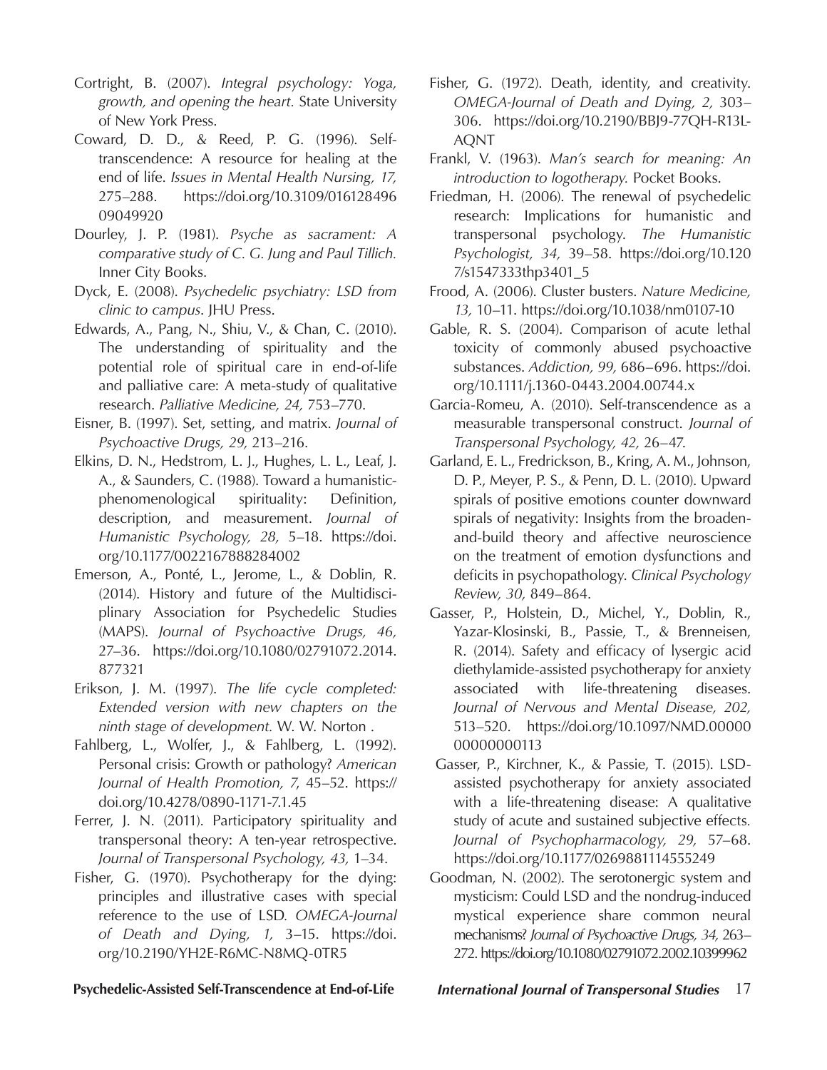Cortright, B. (2007). *Integral psychology: Yoga, growth, and opening the heart.* State University of New York Press.

Coward, D. D., & Reed, P. G. (1996). Self-transcendence: A resource for healing at the end of life. *Issues in Mental Health Nursing, 17,* 275–288. https://doi.org/10.3109/01612849609049920

Dourley, J. P. (1981). *Psyche as sacrament: A comparative study of C. G. Jung and Paul Tillich.* Inner City Books.

Dyck, E. (2008). *Psychedelic psychiatry: LSD from clinic to campus.* JHU Press.

Edwards, A., Pang, N., Shiu, V., & Chan, C. (2010). The understanding of spirituality and the potential role of spiritual care in end-of-life and palliative care: A meta-study of qualitative research. *Palliative Medicine, 24,* 753–770.

Eisner, B. (1997). Set, setting, and matrix. *Journal of Psychoactive Drugs, 29,* 213–216.

Elkins, D. N., Hedstrom, L. J., Hughes, L. L., Leaf, J. A., & Saunders, C. (1988). Toward a humanistic-phenomenological spirituality: Definition, description, and measurement. *Journal of Humanistic Psychology, 28,* 5–18. https://doi.org/10.1177/0022167888284002

Emerson, A., Ponté, L., Jerome, L., & Doblin, R. (2014). History and future of the Multidisciplinary Association for Psychedelic Studies (MAPS). *Journal of Psychoactive Drugs, 46,* 27–36. https://doi.org/10.1080/02791072.2014.877321

Erikson, J. M. (1997). *The life cycle completed: Extended version with new chapters on the ninth stage of development.* W. W. Norton .

Fahlberg, L., Wolfer, J., & Fahlberg, L. (1992). Personal crisis: Growth or pathology? *American Journal of Health Promotion, 7*, 45–52. https://doi.org/10.4278/0890-1171-7.1.45

Ferrer, J. N. (2011). Participatory spirituality and transpersonal theory: A ten-year retrospective. *Journal of Transpersonal Psychology, 43,* 1–34.

Fisher, G. (1970). Psychotherapy for the dying: principles and illustrative cases with special reference to the use of LSD. *OMEGA-Journal of Death and Dying, 1,* 3–15. https://doi.org/10.2190/YH2E-R6MC-N8MQ-0TR5

Fisher, G. (1972). Death, identity, and creativity. *OMEGA-Journal of Death and Dying, 2,* 303–306. https://doi.org/10.2190/BBJ9-77QH-R13L-AQNT

Frankl, V. (1963). *Man's search for meaning: An introduction to logotherapy.* Pocket Books.

Friedman, H. (2006). The renewal of psychedelic research: Implications for humanistic and transpersonal psychology. *The Humanistic Psychologist, 34,* 39–58. https://doi.org/10.1207/s15473333thp3401_5

Frood, A. (2006). Cluster busters. *Nature Medicine, 13,* 10–11. https://doi.org/10.1038/nm0107-10

Gable, R. S. (2004). Comparison of acute lethal toxicity of commonly abused psychoactive substances. *Addiction, 99,* 686–696. https://doi.org/10.1111/j.1360-0443.2004.00744.x

Garcia-Romeu, A. (2010). Self-transcendence as a measurable transpersonal construct. *Journal of Transpersonal Psychology, 42,* 26–47.

Garland, E. L., Fredrickson, B., Kring, A. M., Johnson, D. P., Meyer, P. S., & Penn, D. L. (2010). Upward spirals of positive emotions counter downward spirals of negativity: Insights from the broaden-and-build theory and affective neuroscience on the treatment of emotion dysfunctions and deficits in psychopathology. *Clinical Psychology Review, 30,* 849–864.

Gasser, P., Holstein, D., Michel, Y., Doblin, R., Yazar-Klosinski, B., Passie, T., & Brenneisen, R. (2014). Safety and efficacy of lysergic acid diethylamide-assisted psychotherapy for anxiety associated with life-threatening diseases. *Journal of Nervous and Mental Disease, 202,* 513–520. https://doi.org/10.1097/NMD.0000000000000113

Gasser, P., Kirchner, K., & Passie, T. (2015). LSD-assisted psychotherapy for anxiety associated with a life-threatening disease: A qualitative study of acute and sustained subjective effects. *Journal of Psychopharmacology, 29,* 57–68. https://doi.org/10.1177/0269881114555249

Goodman, N. (2002). The serotonergic system and mysticism: Could LSD and the nondrug-induced mystical experience share common neural mechanisms? *Journal of Psychoactive Drugs, 34,* 263–272. https://doi.org/10.1080/02791072.2002.10399962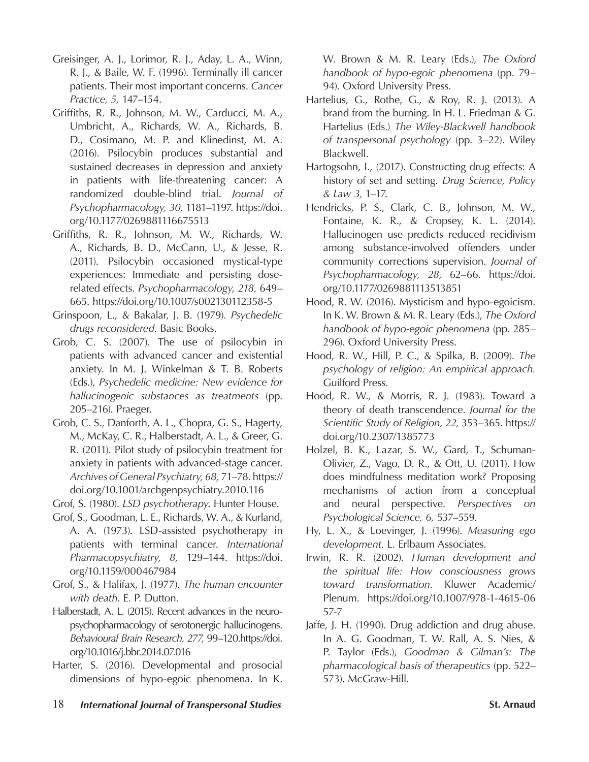Greisinger, A. J., Lorimor, R. J., Aday, L. A., Winn, R. J., & Baile, W. F. (1996). Terminally ill cancer patients. Their most important concerns. *Cancer Practice, 5,* 147–154.

Griffiths, R. R., Johnson, M. W., Carducci, M. A., Umbricht, A., Richards, W. A., Richards, B. D., Cosimano, M. P. and Klinedinst, M. A. (2016). Psilocybin produces substantial and sustained decreases in depression and anxiety in patients with life-threatening cancer: A randomized double-blind trial. *Journal of Psychopharmacology, 30,* 1181–1197. https://doi.org/10.1177/0269881116675513

Griffiths, R. R., Johnson, M. W., Richards, W. A., Richards, B. D., McCann, U., & Jesse, R. (2011). Psilocybin occasioned mystical-type experiences: Immediate and persisting dose-related effects. *Psychopharmacology, 218,* 649–665. https://doi.org/10.1007/s002130112358-5

Grinspoon, L., & Bakalar, J. B. (1979). *Psychedelic drugs reconsidered.* Basic Books.

Grob, C. S. (2007). The use of psilocybin in patients with advanced cancer and existential anxiety. In M. J. Winkelman & T. B. Roberts (Eds.), *Psychedelic medicine: New evidence for hallucinogenic substances as treatments* (pp. 205–216). Praeger.

Grob, C. S., Danforth, A. L., Chopra, G. S., Hagerty, M., McKay, C. R., Halberstadt, A. L., & Greer, G. R. (2011). Pilot study of psilocybin treatment for anxiety in patients with advanced-stage cancer. *Archives of General Psychiatry, 68,* 71–78. https://doi.org/10.1001/archgenpsychiatry.2010.116

Grof, S. (1980). *LSD psychotherapy*. Hunter House.

Grof, S., Goodman, L. E., Richards, W. A., & Kurland, A. A. (1973). LSD-assisted psychotherapy in patients with terminal cancer. *International Pharmacopsychiatry, 8,* 129–144. https://doi.org/10.1159/000467984

Grof, S., & Halifax, J. (1977). *The human encounter with death*. E. P. Dutton.

Halberstadt, A. L. (2015). Recent advances in the neuropsychopharmacology of serotonergic hallucinogens. *Behavioural Brain Research, 277,* 99–120.https://doi.org/10.1016/j.bbr.2014.07.016

Harter, S. (2016). Developmental and prosocial dimensions of hypo-egoic phenomena. In K. W. Brown & M. R. Leary (Eds.), *The Oxford handbook of hypo-egoic phenomena* (pp. 79–94). Oxford University Press.

Hartelius, G., Rothe, G., & Roy, R. J. (2013). A brand from the burning. In H. L. Friedman & G. Hartelius (Eds.) *The Wiley-Blackwell handbook of transpersonal psychology* (pp. 3–22). Wiley Blackwell.

Hartogsohn, I., (2017). Constructing drug effects: A history of set and setting. *Drug Science, Policy & Law 3,* 1–17.

Hendricks, P. S., Clark, C. B., Johnson, M. W., Fontaine, K. R., & Cropsey, K. L. (2014). Hallucinogen use predicts reduced recidivism among substance-involved offenders under community corrections supervision. *Journal of Psychopharmacology, 28,* 62–66. https://doi.org/10.1177/0269881113513851

Hood, R. W. (2016). Mysticism and hypo-egoicism. In K. W. Brown & M. R. Leary (Eds.), *The Oxford handbook of hypo-egoic phenomena* (pp. 285–296). Oxford University Press.

Hood, R. W., Hill, P. C., & Spilka, B. (2009). *The psychology of religion: An empirical approach.* Guilford Press.

Hood, R. W., & Morris, R. J. (1983). Toward a theory of death transcendence. *Journal for the Scientific Study of Religion, 22,* 353–365. https://doi.org/10.2307/1385773

Holzel, B. K., Lazar, S. W., Gard, T., Schuman-Olivier, Z., Vago, D. R., & Ott, U. (2011). How does mindfulness meditation work? Proposing mechanisms of action from a conceptual and neural perspective. *Perspectives on Psychological Science, 6,* 537–559.

Hy, L. X., & Loevinger, J. (1996). *Measuring ego development*. L. Erlbaum Associates.

Irwin, R. R. (2002). *Human development and the spiritual life: How consciousness grows toward transformation.* Kluwer Academic/Plenum. https://doi.org/10.1007/978-1-4615-0657-7

Jaffe, J. H. (1990). Drug addiction and drug abuse. In A. G. Goodman, T. W. Rall, A. S. Nies, & P. Taylor (Eds.), *Goodman & Gilman's: The pharmacological basis of therapeutics* (pp. 522–573). McGraw-Hill.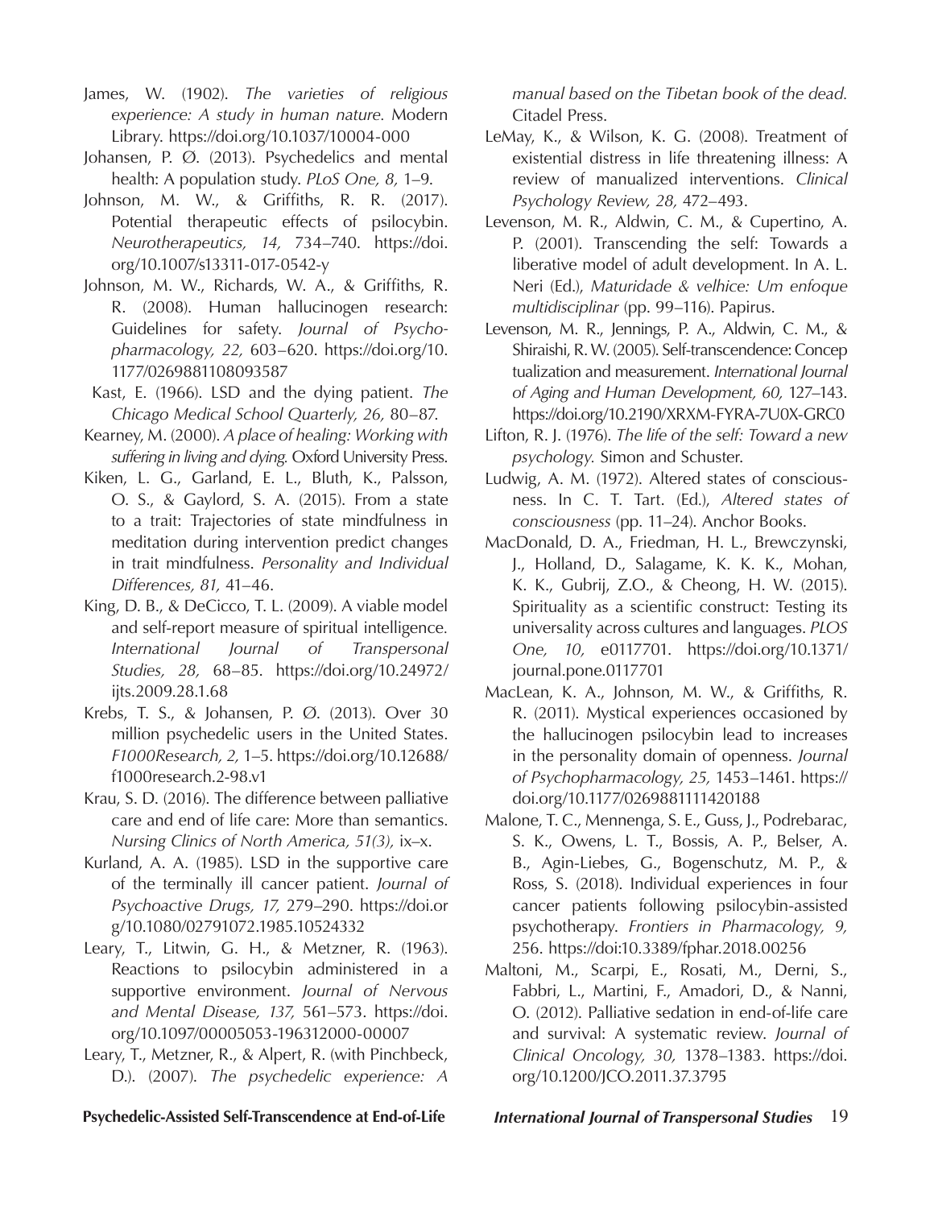James, W. (1902). *The varieties of religious experience: A study in human nature.* Modern Library. https://doi.org/10.1037/10004-000

Johansen, P. Ø. (2013). Psychedelics and mental health: A population study. *PLoS One, 8,* 1–9.

Johnson, M. W., & Griffiths, R. R. (2017). Potential therapeutic effects of psilocybin. *Neurotherapeutics, 14,* 734–740. https://doi.org/10.1007/s13311-017-0542-y

Johnson, M. W., Richards, W. A., & Griffiths, R. R. (2008). Human hallucinogen research: Guidelines for safety. *Journal of Psychopharmacology, 22,* 603–620. https://doi.org/10.1177/0269881108093587

Kast, E. (1966). LSD and the dying patient. *The Chicago Medical School Quarterly, 26,* 80–87.

Kearney, M. (2000). *A place of healing: Working with suffering in living and dying.* Oxford University Press.

Kiken, L. G., Garland, E. L., Bluth, K., Palsson, O. S., & Gaylord, S. A. (2015). From a state to a trait: Trajectories of state mindfulness in meditation during intervention predict changes in trait mindfulness. *Personality and Individual Differences, 81,* 41–46.

King, D. B., & DeCicco, T. L. (2009). A viable model and self-report measure of spiritual intelligence. *International Journal of Transpersonal Studies, 28,* 68–85. https://doi.org/10.24972/ijts.2009.28.1.68

Krebs, T. S., & Johansen, P. Ø. (2013). Over 30 million psychedelic users in the United States. *F1000Research, 2,* 1–5. https://doi.org/10.12688/f1000research.2-98.v1

Krau, S. D. (2016). The difference between palliative care and end of life care: More than semantics. *Nursing Clinics of North America, 51(3),* ix–x.

Kurland, A. A. (1985). LSD in the supportive care of the terminally ill cancer patient. *Journal of Psychoactive Drugs, 17,* 279–290. https://doi.org/10.1080/02791072.1985.10524332

Leary, T., Litwin, G. H., & Metzner, R. (1963). Reactions to psilocybin administered in a supportive environment. *Journal of Nervous and Mental Disease, 137,* 561–573. https://doi.org/10.1097/00005053-196312000-00007

Leary, T., Metzner, R., & Alpert, R. (with Pinchbeck, D.). (2007). *The psychedelic experience: A manual based on the Tibetan book of the dead.* Citadel Press.

LeMay, K., & Wilson, K. G. (2008). Treatment of existential distress in life threatening illness: A review of manualized interventions. *Clinical Psychology Review, 28,* 472–493.

Levenson, M. R., Aldwin, C. M., & Cupertino, A. P. (2001). Transcending the self: Towards a liberative model of adult development. In A. L. Neri (Ed.), *Maturidade & velhice: Um enfoque multidisciplinar* (pp. 99–116). Papirus.

Levenson, M. R., Jennings, P. A., Aldwin, C. M., & Shiraishi, R. W. (2005). Self-transcendence: Conceptualization and measurement. *International Journal of Aging and Human Development, 60,* 127–143. https://doi.org/10.2190/XRXM-FYRA-7U0X-GRC0

Lifton, R. J. (1976). *The life of the self: Toward a new psychology.* Simon and Schuster.

Ludwig, A. M. (1972). Altered states of consciousness. In C. T. Tart. (Ed.), *Altered states of consciousness* (pp. 11–24). Anchor Books.

MacDonald, D. A., Friedman, H. L., Brewczynski, J., Holland, D., Salagame, K. K. K., Mohan, K. K., Gubrij, Z.O., & Cheong, H. W. (2015). Spirituality as a scientific construct: Testing its universality across cultures and languages. *PLOS One, 10,* e0117701. https://doi.org/10.1371/journal.pone.0117701

MacLean, K. A., Johnson, M. W., & Griffiths, R. R. (2011). Mystical experiences occasioned by the hallucinogen psilocybin lead to increases in the personality domain of openness. *Journal of Psychopharmacology, 25,* 1453–1461. https://doi.org/10.1177/0269881111420188

Malone, T. C., Mennenga, S. E., Guss, J., Podrebarac, S. K., Owens, L. T., Bossis, A. P., Belser, A. B., Agin-Liebes, G., Bogenschutz, M. P., & Ross, S. (2018). Individual experiences in four cancer patients following psilocybin-assisted psychotherapy. *Frontiers in Pharmacology, 9,* 256. https://doi:10.3389/fphar.2018.00256

Maltoni, M., Scarpi, E., Rosati, M., Derni, S., Fabbri, L., Martini, F., Amadori, D., & Nanni, O. (2012). Palliative sedation in end-of-life care and survival: A systematic review. *Journal of Clinical Oncology, 30,* 1378–1383. https://doi.org/10.1200/JCO.2011.37.3795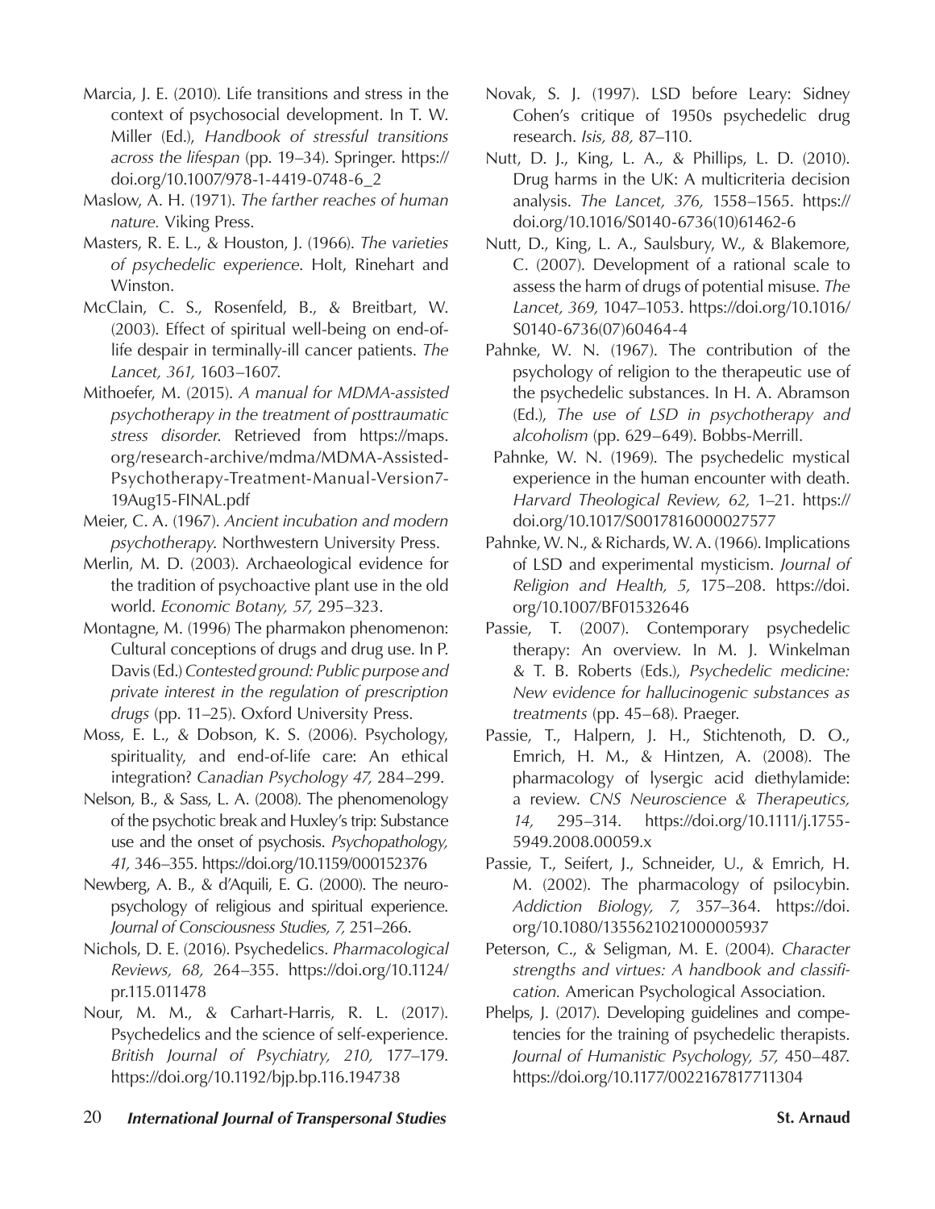Marcia, J. E. (2010). Life transitions and stress in the context of psychosocial development. In T. W. Miller (Ed.), *Handbook of stressful transitions across the lifespan* (pp. 19–34). Springer. https://doi.org/10.1007/978-1-4419-0748-6_2

Maslow, A. H. (1971). *The farther reaches of human nature.* Viking Press.

Masters, R. E. L., & Houston, J. (1966). *The varieties of psychedelic experience*. Holt, Rinehart and Winston.

McClain, C. S., Rosenfeld, B., & Breitbart, W. (2003). Effect of spiritual well-being on end-of-life despair in terminally-ill cancer patients. *The Lancet, 361,* 1603–1607.

Mithoefer, M. (2015). *A manual for MDMA-assisted psychotherapy in the treatment of posttraumatic stress disorder*. Retrieved from https://maps.org/research-archive/mdma/MDMA-Assisted-Psychotherapy-Treatment-Manual-Version7-19Aug15-FINAL.pdf

Meier, C. A. (1967). *Ancient incubation and modern psychotherapy*. Northwestern University Press.

Merlin, M. D. (2003). Archaeological evidence for the tradition of psychoactive plant use in the old world. *Economic Botany, 57,* 295–323.

Montagne, M. (1996) The pharmakon phenomenon: Cultural conceptions of drugs and drug use. In P. Davis (Ed.) *Contested ground: Public purpose and private interest in the regulation of prescription drugs* (pp. 11–25). Oxford University Press.

Moss, E. L., & Dobson, K. S. (2006). Psychology, spirituality, and end-of-life care: An ethical integration? *Canadian Psychology 47,* 284–299.

Nelson, B., & Sass, L. A. (2008). The phenomenology of the psychotic break and Huxley's trip: Substance use and the onset of psychosis. *Psychopathology, 41,* 346–355. https://doi.org/10.1159/000152376

Newberg, A. B., & d'Aquili, E. G. (2000). The neuropsychology of religious and spiritual experience. *Journal of Consciousness Studies, 7,* 251–266.

Nichols, D. E. (2016). Psychedelics. *Pharmacological Reviews, 68,* 264–355. https://doi.org/10.1124/pr.115.011478

Nour, M. M., & Carhart-Harris, R. L. (2017). Psychedelics and the science of self-experience. *British Journal of Psychiatry, 210,* 177–179. https://doi.org/10.1192/bjp.bp.116.194738

Novak, S. J. (1997). LSD before Leary: Sidney Cohen's critique of 1950s psychedelic drug research. *Isis, 88,* 87–110.

Nutt, D. J., King, L. A., & Phillips, L. D. (2010). Drug harms in the UK: A multicriteria decision analysis. *The Lancet, 376,* 1558–1565. https://doi.org/10.1016/S0140-6736(10)61462-6

Nutt, D., King, L. A., Saulsbury, W., & Blakemore, C. (2007). Development of a rational scale to assess the harm of drugs of potential misuse. *The Lancet, 369,* 1047–1053. https://doi.org/10.1016/S0140-6736(07)60464-4

Pahnke, W. N. (1967). The contribution of the psychology of religion to the therapeutic use of the psychedelic substances. In H. A. Abramson (Ed.), *The use of LSD in psychotherapy and alcoholism* (pp. 629–649). Bobbs-Merrill.

Pahnke, W. N. (1969). The psychedelic mystical experience in the human encounter with death. *Harvard Theological Review, 62,* 1–21. https://doi.org/10.1017/S0017816000027577

Pahnke, W. N., & Richards, W. A. (1966). Implications of LSD and experimental mysticism. *Journal of Religion and Health, 5,* 175–208. https://doi.org/10.1007/BF01532646

Passie, T. (2007). Contemporary psychedelic therapy: An overview. In M. J. Winkelman & T. B. Roberts (Eds.), *Psychedelic medicine: New evidence for hallucinogenic substances as treatments* (pp. 45–68). Praeger.

Passie, T., Halpern, J. H., Stichtenoth, D. O., Emrich, H. M., & Hintzen, A. (2008). The pharmacology of lysergic acid diethylamide: a review. *CNS Neuroscience & Therapeutics, 14,* 295–314. https://doi.org/10.1111/j.1755-5949.2008.00059.x

Passie, T., Seifert, J., Schneider, U., & Emrich, H. M. (2002). The pharmacology of psilocybin. *Addiction Biology, 7,* 357–364. https://doi.org/10.1080/1355621021000005937

Peterson, C., & Seligman, M. E. (2004). *Character strengths and virtues: A handbook and classification.* American Psychological Association.

Phelps, J. (2017). Developing guidelines and competencies for the training of psychedelic therapists. *Journal of Humanistic Psychology, 57,* 450–487. https://doi.org/10.1177/0022167817711304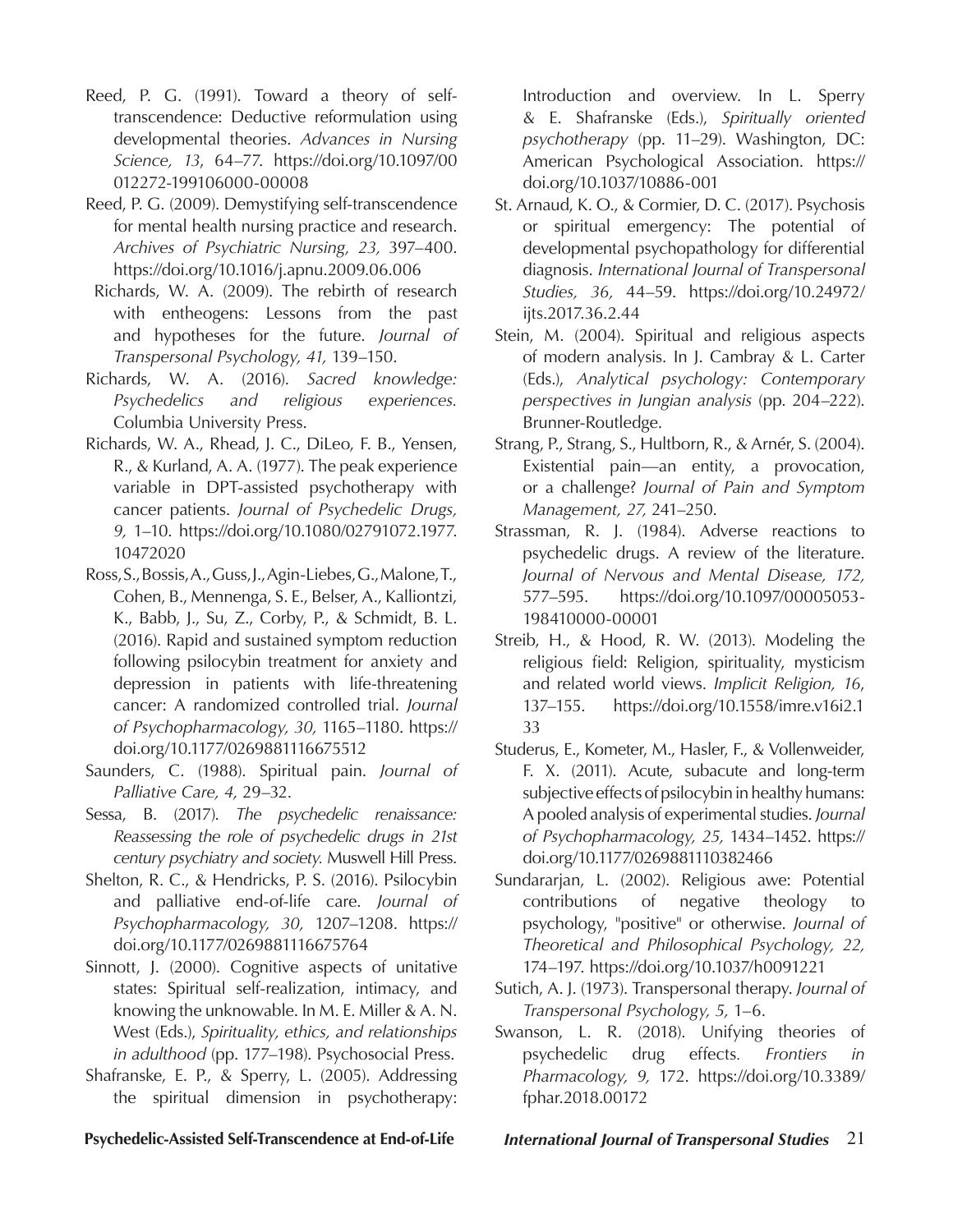Reed, P. G. (1991). Toward a theory of self-transcendence: Deductive reformulation using developmental theories. *Advances in Nursing Science, 13*, 64–77. https://doi.org/10.1097/00012272-199106000-00008

Reed, P. G. (2009). Demystifying self-transcendence for mental health nursing practice and research. *Archives of Psychiatric Nursing, 23,* 397–400. https://doi.org/10.1016/j.apnu.2009.06.006

Richards, W. A. (2009). The rebirth of research with entheogens: Lessons from the past and hypotheses for the future. *Journal of Transpersonal Psychology, 41,* 139–150.

Richards, W. A. (2016). *Sacred knowledge: Psychedelics and religious experiences.* Columbia University Press.

Richards, W. A., Rhead, J. C., DiLeo, F. B., Yensen, R., & Kurland, A. A. (1977). The peak experience variable in DPT-assisted psychotherapy with cancer patients. *Journal of Psychedelic Drugs, 9,* 1–10. https://doi.org/10.1080/02791072.1977.10472020

Ross, S., Bossis, A., Guss, J., Agin-Liebes, G., Malone, T., Cohen, B., Mennenga, S. E., Belser, A., Kalliontzi, K., Babb, J., Su, Z., Corby, P., & Schmidt, B. L. (2016). Rapid and sustained symptom reduction following psilocybin treatment for anxiety and depression in patients with life-threatening cancer: A randomized controlled trial. *Journal of Psychopharmacology, 30,* 1165–1180. https://doi.org/10.1177/0269881116675512

Saunders, C. (1988). Spiritual pain. *Journal of Palliative Care, 4,* 29–32.

Sessa, B. (2017). *The psychedelic renaissance: Reassessing the role of psychedelic drugs in 21st century psychiatry and society.* Muswell Hill Press.

Shelton, R. C., & Hendricks, P. S. (2016). Psilocybin and palliative end-of-life care. *Journal of Psychopharmacology, 30,* 1207–1208. https://doi.org/10.1177/0269881116675764

Sinnott, J. (2000). Cognitive aspects of unitative states: Spiritual self-realization, intimacy, and knowing the unknowable. In M. E. Miller & A. N. West (Eds.), *Spirituality, ethics, and relationships in adulthood* (pp. 177–198). Psychosocial Press.

Shafranske, E. P., & Sperry, L. (2005). Addressing the spiritual dimension in psychotherapy: Introduction and overview. In L. Sperry & E. Shafranske (Eds.), *Spiritually oriented psychotherapy* (pp. 11–29). Washington, DC: American Psychological Association. https://doi.org/10.1037/10886-001

St. Arnaud, K. O., & Cormier, D. C. (2017). Psychosis or spiritual emergency: The potential of developmental psychopathology for differential diagnosis. *International Journal of Transpersonal Studies, 36,* 44–59. https://doi.org/10.24972/ijts.2017.36.2.44

Stein, M. (2004). Spiritual and religious aspects of modern analysis. In J. Cambray & L. Carter (Eds.), *Analytical psychology: Contemporary perspectives in Jungian analysis* (pp. 204–222). Brunner-Routledge.

Strang, P., Strang, S., Hultborn, R., & Arnér, S. (2004). Existential pain—an entity, a provocation, or a challenge? *Journal of Pain and Symptom Management, 27,* 241–250.

Strassman, R. J. (1984). Adverse reactions to psychedelic drugs. A review of the literature. *Journal of Nervous and Mental Disease, 172,* 577–595. https://doi.org/10.1097/00005053-198410000-00001

Streib, H., & Hood, R. W. (2013). Modeling the religious field: Religion, spirituality, mysticism and related world views. *Implicit Religion, 16*, 137–155. https://doi.org/10.1558/imre.v16i2.133

Studerus, E., Kometer, M., Hasler, F., & Vollenweider, F. X. (2011). Acute, subacute and long-term subjective effects of psilocybin in healthy humans: A pooled analysis of experimental studies. *Journal of Psychopharmacology, 25,* 1434–1452. https://doi.org/10.1177/0269881110382466

Sundararjan, L. (2002). Religious awe: Potential contributions of negative theology to psychology, "positive" or otherwise. *Journal of Theoretical and Philosophical Psychology, 22,* 174–197. https://doi.org/10.1037/h0091221

Sutich, A. J. (1973). Transpersonal therapy. *Journal of Transpersonal Psychology, 5,* 1–6.

Swanson, L. R. (2018). Unifying theories of psychedelic drug effects. *Frontiers in Pharmacology, 9,* 172. https://doi.org/10.3389/fphar.2018.00172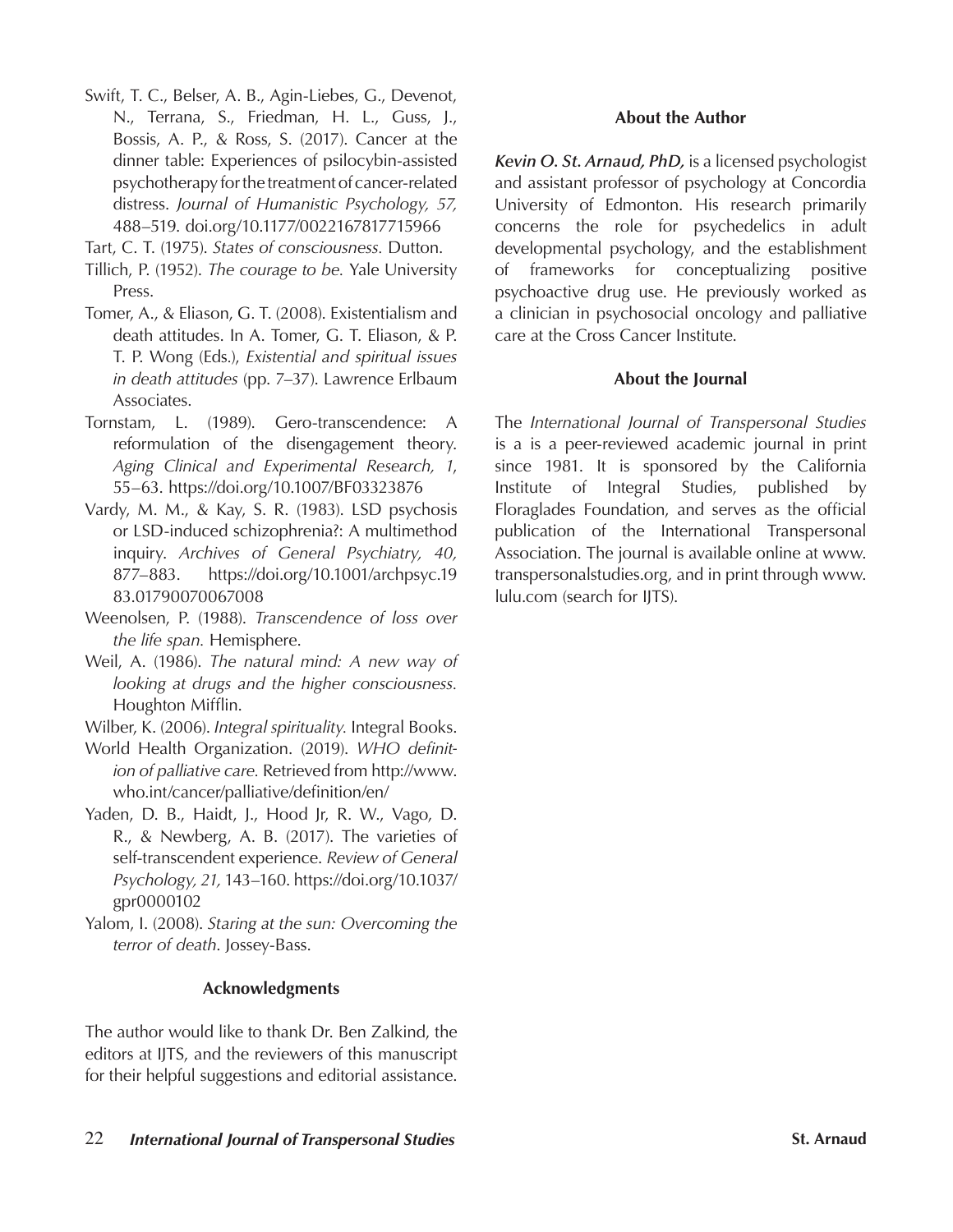Swift, T. C., Belser, A. B., Agin-Liebes, G., Devenot, N., Terrana, S., Friedman, H. L., Guss, J., Bossis, A. P., & Ross, S. (2017). Cancer at the dinner table: Experiences of psilocybin-assisted psychotherapy for the treatment of cancer-related distress. *Journal of Humanistic Psychology, 57,* 488–519. doi.org/10.1177/0022167817715966

Tart, C. T. (1975). *States of consciousness.* Dutton.

Tillich, P. (1952). *The courage to be.* Yale University Press.

Tomer, A., & Eliason, G. T. (2008). Existentialism and death attitudes. In A. Tomer, G. T. Eliason, & P. T. P. Wong (Eds.), *Existential and spiritual issues in death attitudes* (pp. 7–37). Lawrence Erlbaum Associates.

Tornstam, L. (1989). Gero-transcendence: A reformulation of the disengagement theory. *Aging Clinical and Experimental Research, 1*, 55–63. https://doi.org/10.1007/BF03323876

Vardy, M. M., & Kay, S. R. (1983). LSD psychosis or LSD-induced schizophrenia?: A multimethod inquiry. *Archives of General Psychiatry, 40,* 877–883. https://doi.org/10.1001/archpsyc.1983.01790070067008

Weenolsen, P. (1988). *Transcendence of loss over the life span.* Hemisphere.

Weil, A. (1986). *The natural mind: A new way of looking at drugs and the higher consciousness.* Houghton Mifflin.

Wilber, K. (2006). *Integral spirituality.* Integral Books.

World Health Organization. (2019). *WHO definition of palliative care.* Retrieved from http://www.who.int/cancer/palliative/definition/en/

Yaden, D. B., Haidt, J., Hood Jr, R. W., Vago, D. R., & Newberg, A. B. (2017). The varieties of self-transcendent experience. *Review of General Psychology, 21,* 143–160. https://doi.org/10.1037/gpr0000102

Yalom, I. (2008). *Staring at the sun: Overcoming the terror of death.* Jossey-Bass.

### Acknowledgments

The author would like to thank Dr. Ben Zalkind, the editors at IJTS, and the reviewers of this manuscript for their helpful suggestions and editorial assistance.

### About the Author

***Kevin O. St. Arnaud, PhD,*** is a licensed psychologist and assistant professor of psychology at Concordia University of Edmonton. His research primarily concerns the role for psychedelics in adult developmental psychology, and the establishment of frameworks for conceptualizing positive psychoactive drug use. He previously worked as a clinician in psychosocial oncology and palliative care at the Cross Cancer Institute.

### About the Journal

The *International Journal of Transpersonal Studies* is a is a peer-reviewed academic journal in print since 1981. It is sponsored by the California Institute of Integral Studies, published by Floraglades Foundation, and serves as the official publication of the International Transpersonal Association. The journal is available online at www.transpersonalstudies.org, and in print through www.lulu.com (search for IJTS).